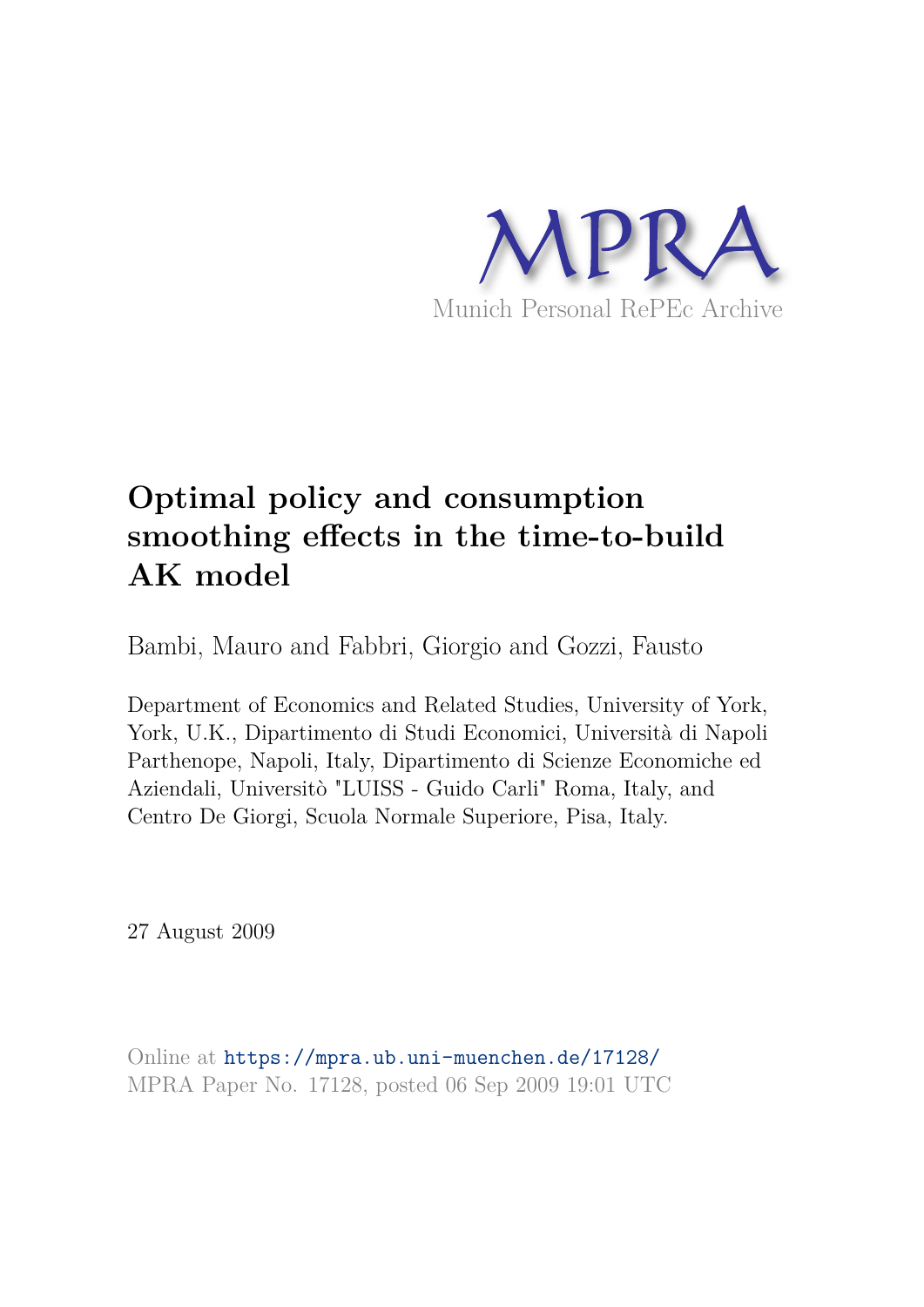MPRA

Munich Personal RePEc Archive

# Optimal policy and consumption smoothing effects in the time-to-build AK model

Bambi, Mauro and Fabbri, Giorgio and Gozzi, Fausto

Department of Economics and Related Studies, University of York, York, U.K., Dipartimento di Studi Economici, Università di Napoli Parthenope, Napoli, Italy, Dipartimento di Scienze Economiche ed Aziendali, Universitò "LUISS - Guido Carli" Roma, Italy, and Centro De Giorgi, Scuola Normale Superiore, Pisa, Italy.

27 August 2009

Online at https://mpra.ub.uni-muenchen.de/17128/
MPRA Paper No. 17128, posted 06 Sep 2009 19:01 UTC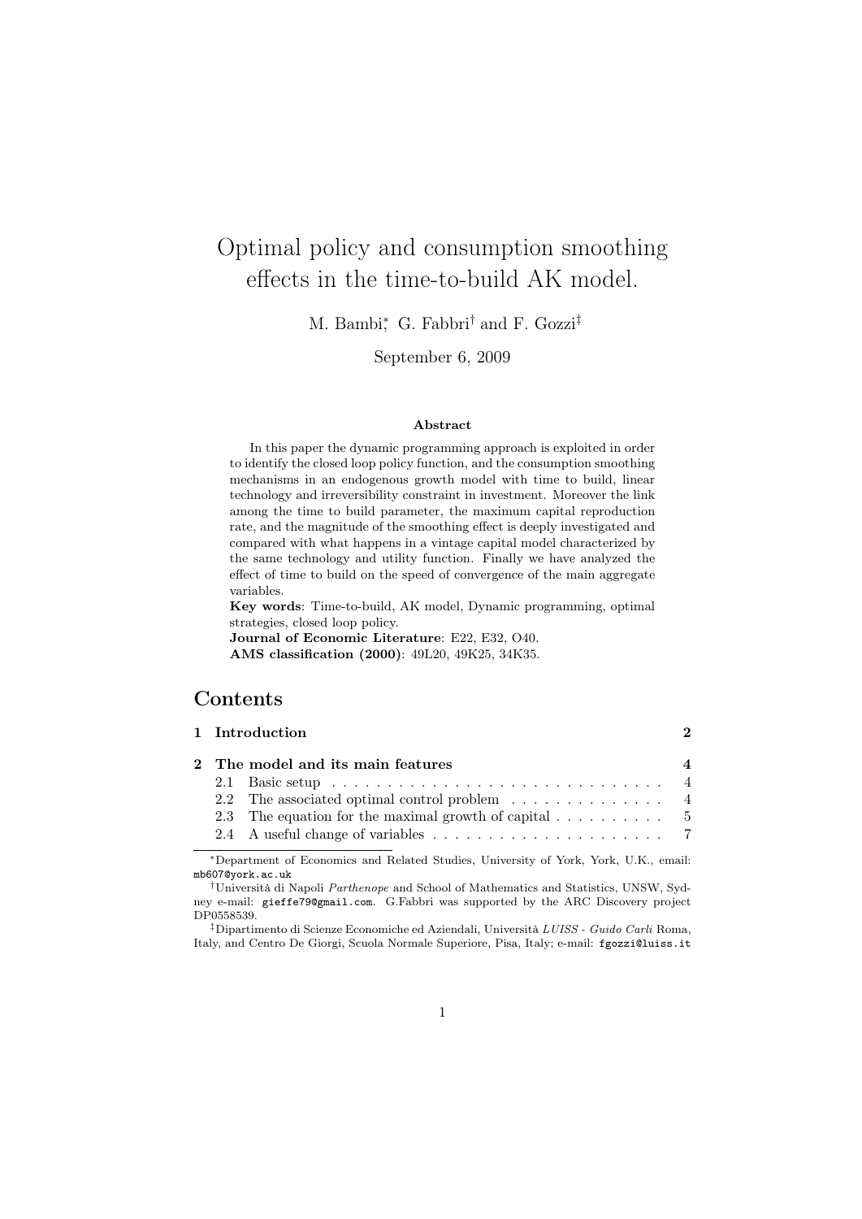# Optimal policy and consumption smoothing effects in the time-to-build AK model.

M. Bambi[*], G. Fabbri[†] and F. Gozzi[‡]

September 6, 2009

**Abstract**

In this paper the dynamic programming approach is exploited in order to identify the closed loop policy function, and the consumption smoothing mechanisms in an endogenous growth model with time to build, linear technology and irreversibility constraint in investment. Moreover the link among the time to build parameter, the maximum capital reproduction rate, and the magnitude of the smoothing effect is deeply investigated and compared with what happens in a vintage capital model characterized by the same technology and utility function. Finally we have analyzed the effect of time to build on the speed of convergence of the main aggregate variables.

**Key words**: Time-to-build, AK model, Dynamic programming, optimal strategies, closed loop policy.

**Journal of Economic Literature**: E22, E32, O40.

**AMS classification (2000)**: 49L20, 49K25, 34K35.

## Contents

| | | |
|---|---|---|
| **1** | **Introduction** | **2** |
| **2** | **The model and its main features** | **4** |
| 2.1 | Basic setup | 4 |
| 2.2 | The associated optimal control problem | 4 |
| 2.3 | The equation for the maximal growth of capital | 5 |
| 2.4 | A useful change of variables | 7 |

[*]Department of Economics and Related Studies, University of York, York, U.K., email: mb607@york.ac.uk

[†]Università di Napoli *Parthenope* and School of Mathematics and Statistics, UNSW, Sydney e-mail: gieffe79@gmail.com. G.Fabbri was supported by the ARC Discovery project DP0558539.

[‡]Dipartimento di Scienze Economiche ed Aziendali, Università *LUISS - Guido Carli* Roma, Italy, and Centro De Giorgi, Scuola Normale Superiore, Pisa, Italy; e-mail: fgozzi@luiss.it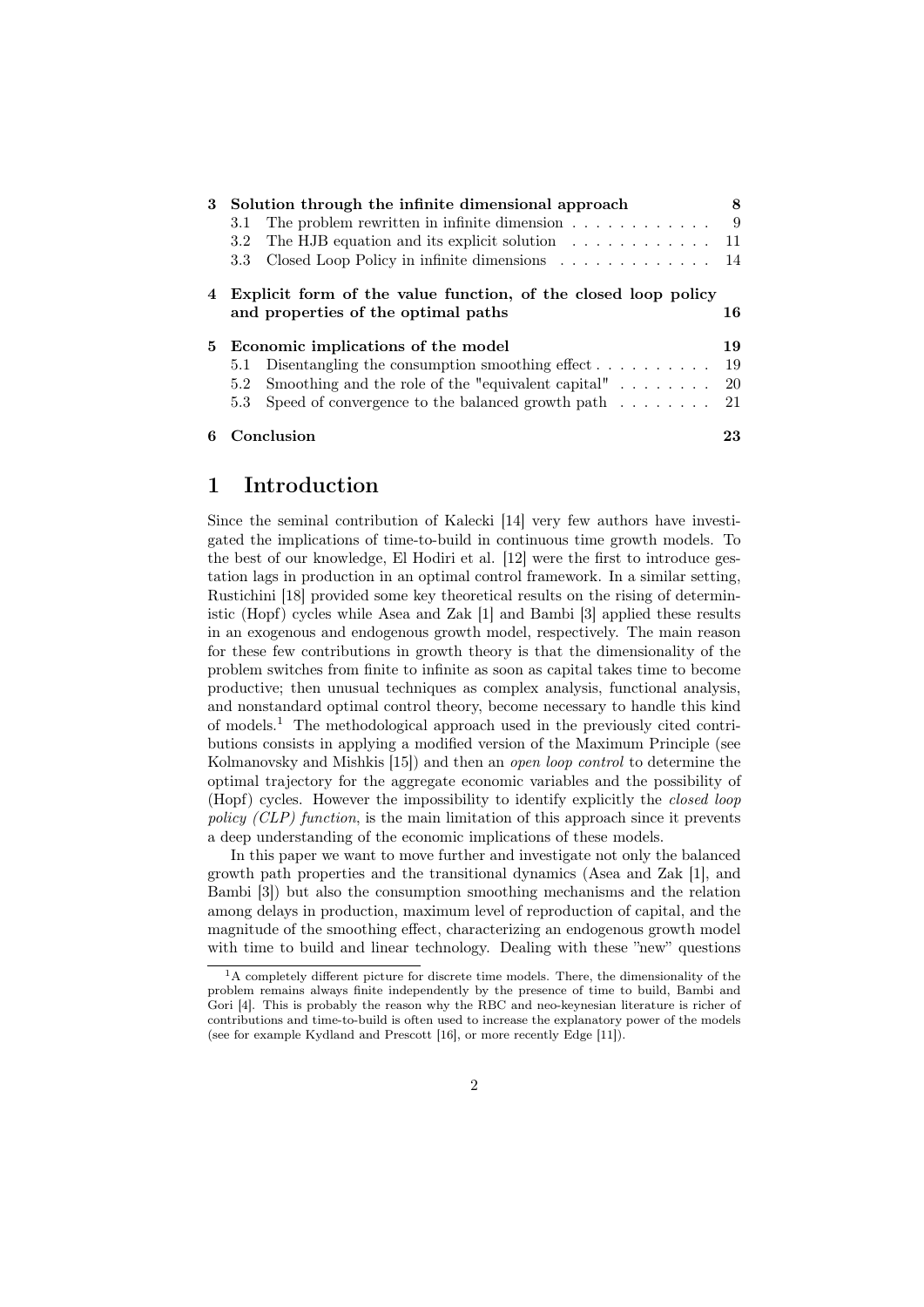| | | |
|---|---|---|
| **3** | **Solution through the infinite dimensional approach** | **8** |
| | 3.1 The problem rewritten in infinite dimension | 9 |
| | 3.2 The HJB equation and its explicit solution | 11 |
| | 3.3 Closed Loop Policy in infinite dimensions | 14 |
| **4** | **Explicit form of the value function, of the closed loop policy and properties of the optimal paths** | **16** |
| **5** | **Economic implications of the model** | **19** |
| | 5.1 Disentangling the consumption smoothing effect | 19 |
| | 5.2 Smoothing and the role of the "equivalent capital" | 20 |
| | 5.3 Speed of convergence to the balanced growth path | 21 |
| **6** | **Conclusion** | **23** |

# 1 Introduction

Since the seminal contribution of Kalecki [14] very few authors have investigated the implications of time-to-build in continuous time growth models. To the best of our knowledge, El Hodiri et al. [12] were the first to introduce gestation lags in production in an optimal control framework. In a similar setting, Rustichini [18] provided some key theoretical results on the rising of deterministic (Hopf) cycles while Asea and Zak [1] and Bambi [3] applied these results in an exogenous and endogenous growth model, respectively. The main reason for these few contributions in growth theory is that the dimensionality of the problem switches from finite to infinite as soon as capital takes time to become productive; then unusual techniques as complex analysis, functional analysis, and nonstandard optimal control theory, become necessary to handle this kind of models.[1] The methodological approach used in the previously cited contributions consists in applying a modified version of the Maximum Principle (see Kolmanovsky and Mishkis [15]) and then an *open loop control* to determine the optimal trajectory for the aggregate economic variables and the possibility of (Hopf) cycles. However the impossibility to identify explicitly the *closed loop policy (CLP) function*, is the main limitation of this approach since it prevents a deep understanding of the economic implications of these models.

In this paper we want to move further and investigate not only the balanced growth path properties and the transitional dynamics (Asea and Zak [1], and Bambi [3]) but also the consumption smoothing mechanisms and the relation among delays in production, maximum level of reproduction of capital, and the magnitude of the smoothing effect, characterizing an endogenous growth model with time to build and linear technology. Dealing with these "new" questions

[1] A completely different picture for discrete time models. There, the dimensionality of the problem remains always finite independently by the presence of time to build, Bambi and Gori [4]. This is probably the reason why the RBC and neo-keynesian literature is richer of contributions and time-to-build is often used to increase the explanatory power of the models (see for example Kydland and Prescott [16], or more recently Edge [11]).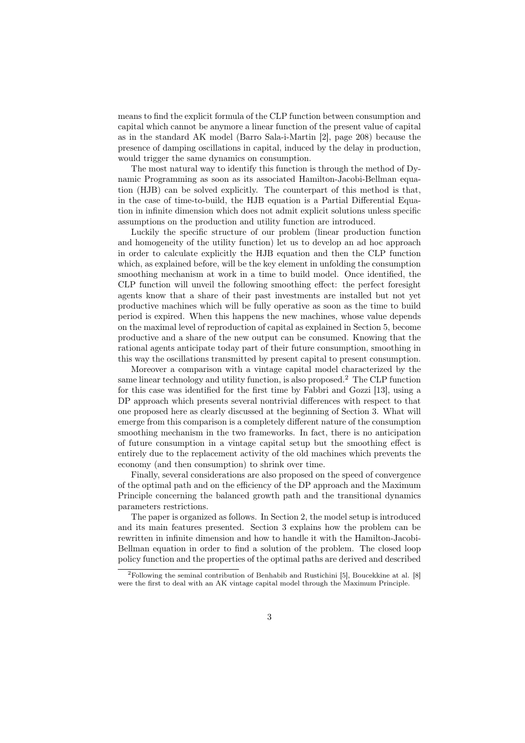means to find the explicit formula of the CLP function between consumption and capital which cannot be anymore a linear function of the present value of capital as in the standard AK model (Barro Sala-i-Martin [2], page 208) because the presence of damping oscillations in capital, induced by the delay in production, would trigger the same dynamics on consumption.

The most natural way to identify this function is through the method of Dynamic Programming as soon as its associated Hamilton-Jacobi-Bellman equation (HJB) can be solved explicitly. The counterpart of this method is that, in the case of time-to-build, the HJB equation is a Partial Differential Equation in infinite dimension which does not admit explicit solutions unless specific assumptions on the production and utility function are introduced.

Luckily the specific structure of our problem (linear production function and homogeneity of the utility function) let us to develop an ad hoc approach in order to calculate explicitly the HJB equation and then the CLP function which, as explained before, will be the key element in unfolding the consumption smoothing mechanism at work in a time to build model. Once identified, the CLP function will unveil the following smoothing effect: the perfect foresight agents know that a share of their past investments are installed but not yet productive machines which will be fully operative as soon as the time to build period is expired. When this happens the new machines, whose value depends on the maximal level of reproduction of capital as explained in Section 5, become productive and a share of the new output can be consumed. Knowing that the rational agents anticipate today part of their future consumption, smoothing in this way the oscillations transmitted by present capital to present consumption.

Moreover a comparison with a vintage capital model characterized by the same linear technology and utility function, is also proposed.[2] The CLP function for this case was identified for the first time by Fabbri and Gozzi [13], using a DP approach which presents several nontrivial differences with respect to that one proposed here as clearly discussed at the beginning of Section 3. What will emerge from this comparison is a completely different nature of the consumption smoothing mechanism in the two frameworks. In fact, there is no anticipation of future consumption in a vintage capital setup but the smoothing effect is entirely due to the replacement activity of the old machines which prevents the economy (and then consumption) to shrink over time.

Finally, several considerations are also proposed on the speed of convergence of the optimal path and on the efficiency of the DP approach and the Maximum Principle concerning the balanced growth path and the transitional dynamics parameters restrictions.

The paper is organized as follows. In Section 2, the model setup is introduced and its main features presented. Section 3 explains how the problem can be rewritten in infinite dimension and how to handle it with the Hamilton-Jacobi-Bellman equation in order to find a solution of the problem. The closed loop policy function and the properties of the optimal paths are derived and described

[2] Following the seminal contribution of Benhabib and Rustichini [5], Boucekkine at al. [8] were the first to deal with an AK vintage capital model through the Maximum Principle.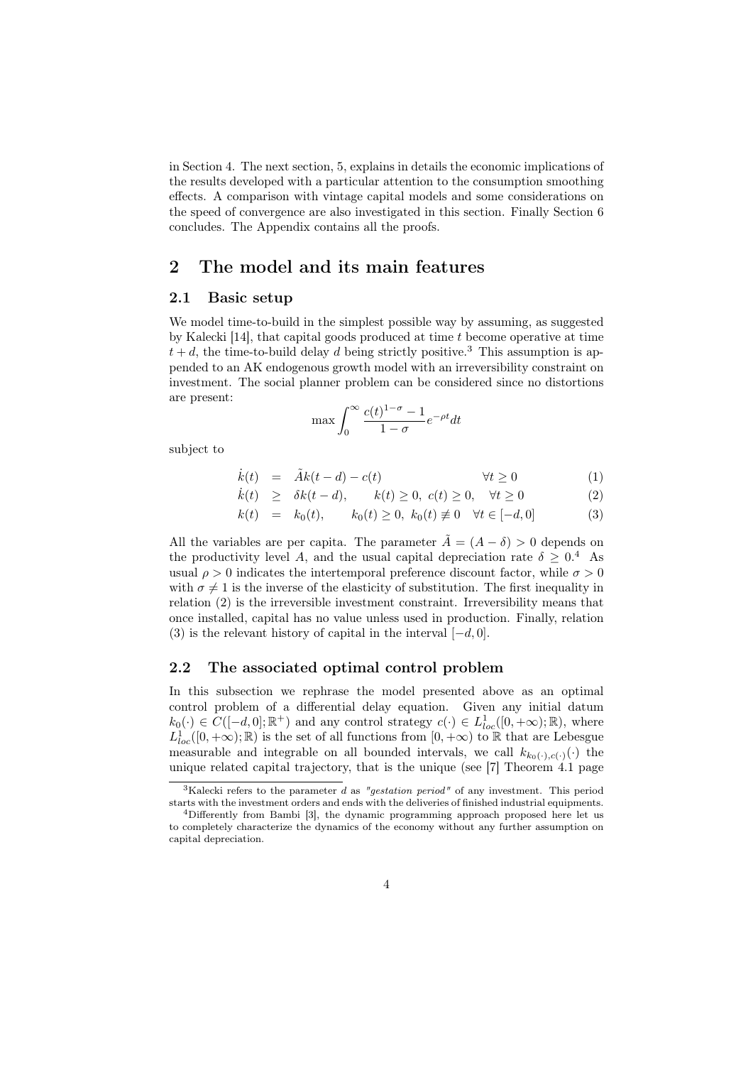in Section 4. The next section, 5, explains in details the economic implications of the results developed with a particular attention to the consumption smoothing effects. A comparison with vintage capital models and some considerations on the speed of convergence are also investigated in this section. Finally Section 6 concludes. The Appendix contains all the proofs.

## 2 The model and its main features

### 2.1 Basic setup

We model time-to-build in the simplest possible way by assuming, as suggested by Kalecki [14], that capital goods produced at time $t$ become operative at time $t+d$, the time-to-build delay $d$ being strictly positive.[3] This assumption is appended to an AK endogenous growth model with an irreversibility constraint on investment. The social planner problem can be considered since no distortions are present:

$$\max \int_0^\infty \frac{c(t)^{1-\sigma}-1}{1-\sigma} e^{-\rho t} dt$$

subject to

$$\dot{k}(t) = \tilde{A}k(t-d) - c(t) \qquad \forall t \geq 0 \tag{1}$$

$$\dot{k}(t) \geq \delta k(t-d), \qquad k(t) \geq 0,\ c(t) \geq 0, \quad \forall t \geq 0 \tag{2}$$

$$k(t) = k_0(t), \qquad k_0(t) \geq 0,\ k_0(t) \not\equiv 0 \quad \forall t \in [-d, 0] \tag{3}$$

All the variables are per capita. The parameter $\tilde{A} = (A - \delta) > 0$ depends on the productivity level $A$, and the usual capital depreciation rate $\delta \geq 0$.[4] As usual $\rho > 0$ indicates the intertemporal preference discount factor, while $\sigma > 0$ with $\sigma \neq 1$ is the inverse of the elasticity of substitution. The first inequality in relation (2) is the irreversible investment constraint. Irreversibility means that once installed, capital has no value unless used in production. Finally, relation (3) is the relevant history of capital in the interval $[-d, 0]$.

### 2.2 The associated optimal control problem

In this subsection we rephrase the model presented above as an optimal control problem of a differential delay equation. Given any initial datum $k_0(\cdot) \in C([-d, 0]; \mathbb{R}^+)$ and any control strategy $c(\cdot) \in L^1_{loc}([0, +\infty); \mathbb{R})$, where $L^1_{loc}([0, +\infty); \mathbb{R})$ is the set of all functions from $[0, +\infty)$ to $\mathbb{R}$ that are Lebesgue measurable and integrable on all bounded intervals, we call $k_{k_0(\cdot), c(\cdot)}(\cdot)$ the unique related capital trajectory, that is the unique (see [7] Theorem 4.1 page

[3] Kalecki refers to the parameter $d$ as *"gestation period"* of any investment. This period starts with the investment orders and ends with the deliveries of finished industrial equipments.

[4] Differently from Bambi [3], the dynamic programming approach proposed here let us to completely characterize the dynamics of the economy without any further assumption on capital depreciation.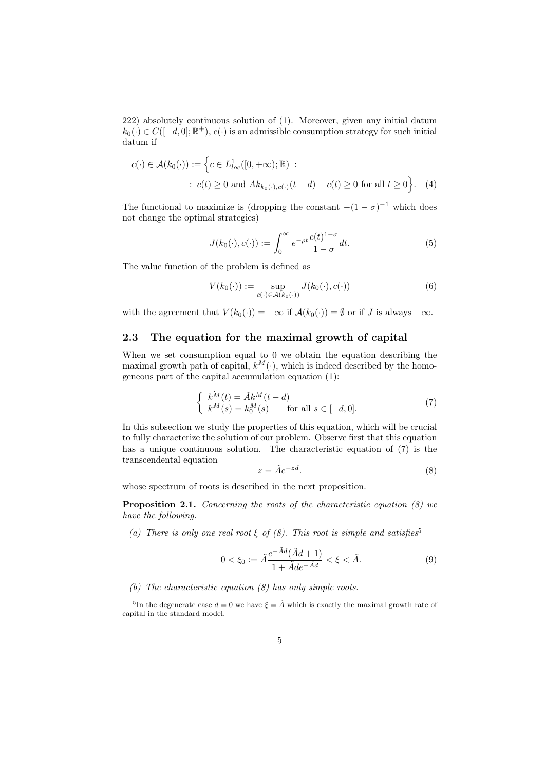222) absolutely continuous solution of (1). Moreover, given any initial datum $k_0(\cdot) \in C([-d, 0]; \mathbb{R}^+)$, $c(\cdot)$ is an admissible consumption strategy for such initial datum if

$$c(\cdot) \in \mathcal{A}(k_0(\cdot)) := \Big\{ c \in L^1_{loc}([0, +\infty); \mathbb{R}) \; : \\ : \; c(t) \geq 0 \text{ and } A k_{k_0(\cdot), c(\cdot)}(t-d) - c(t) \geq 0 \text{ for all } t \geq 0 \Big\}. \quad (4)$$

The functional to maximize is (dropping the constant $-(1-\sigma)^{-1}$ which does not change the optimal strategies)

$$J(k_0(\cdot), c(\cdot)) := \int_0^\infty e^{-\rho t} \frac{c(t)^{1-\sigma}}{1-\sigma} dt. \quad (5)$$

The value function of the problem is defined as

$$V(k_0(\cdot)) := \sup_{c(\cdot) \in \mathcal{A}(k_0(\cdot))} J(k_0(\cdot), c(\cdot)) \quad (6)$$

with the agreement that $V(k_0(\cdot)) = -\infty$ if $\mathcal{A}(k_0(\cdot)) = \emptyset$ or if $J$ is always $-\infty$.

## 2.3 The equation for the maximal growth of capital

When we set consumption equal to 0 we obtain the equation describing the maximal growth path of capital, $k^M(\cdot)$, which is indeed described by the homogeneous part of the capital accumulation equation (1):

$$\begin{cases} \dot{k^M}(t) = \tilde{A} k^M(t-d) \\ k^M(s) = k_0^M(s) \qquad \text{for all } s \in [-d, 0]. \end{cases} \quad (7)$$

In this subsection we study the properties of this equation, which will be crucial to fully characterize the solution of our problem. Observe first that this equation has a unique continuous solution. The characteristic equation of (7) is the transcendental equation

$$z = \tilde{A} e^{-zd}. \quad (8)$$

whose spectrum of roots is described in the next proposition.

**Proposition 2.1.** *Concerning the roots of the characteristic equation (8) we have the following.*

*(a) There is only one real root $\xi$ of (8). This root is simple and satisfies*[5]

$$0 < \xi_0 := \tilde{A} \frac{e^{-\tilde{A}d}(\tilde{A}d + 1)}{1 + \tilde{A}d e^{-\tilde{A}d}} < \xi < \tilde{A}. \quad (9)$$

*(b) The characteristic equation (8) has only simple roots.*

[5] In the degenerate case $d = 0$ we have $\xi = \tilde{A}$ which is exactly the maximal growth rate of capital in the standard model.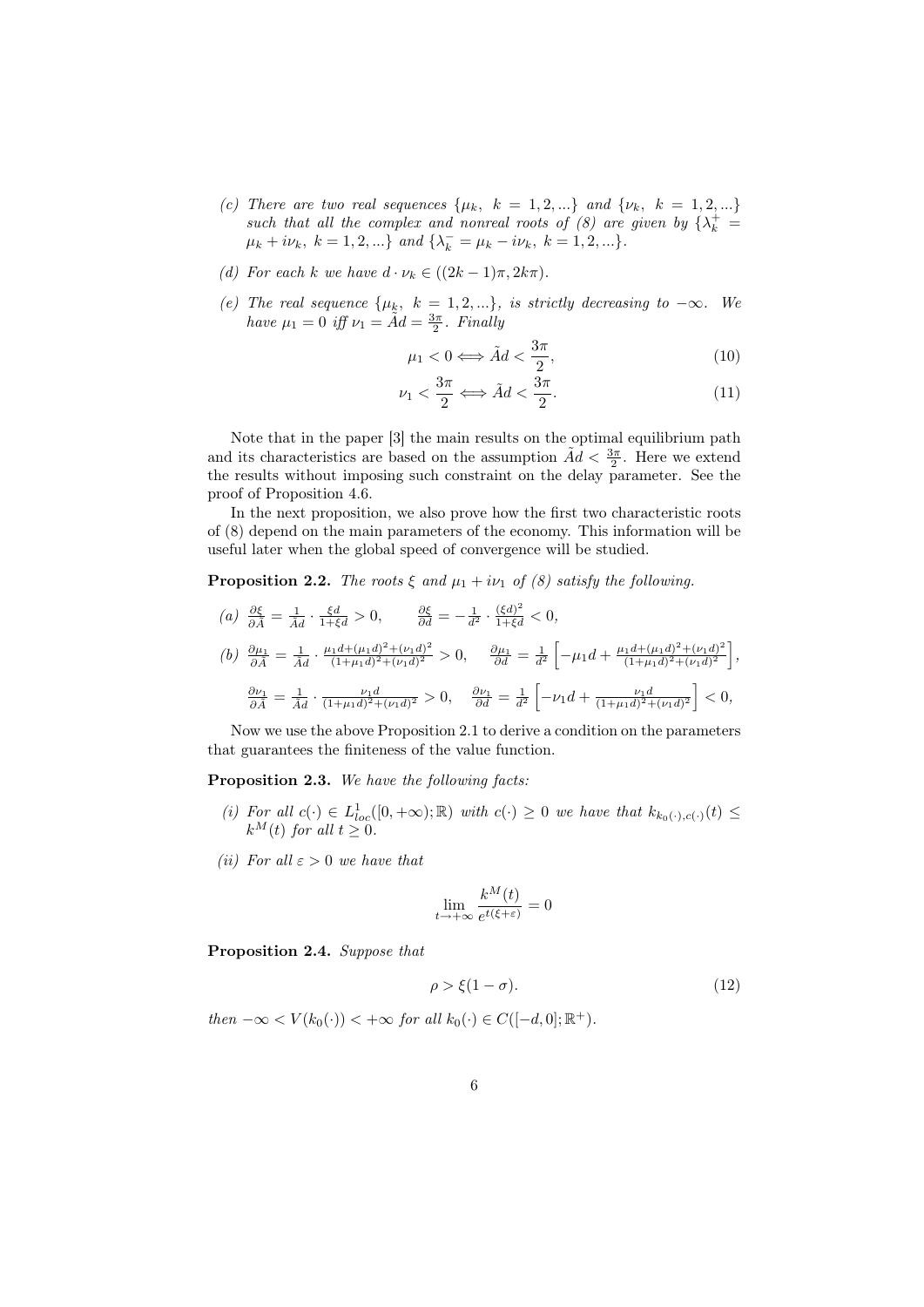(c) *There are two real sequences* $\{\mu_k,\ k = 1, 2, ...\}$ *and* $\{\nu_k,\ k = 1, 2, ...\}$ *such that all the complex and nonreal roots of (8) are given by* $\{\lambda_k^+ = \mu_k + i\nu_k,\ k = 1, 2, ...\}$ *and* $\{\lambda_k^- = \mu_k - i\nu_k,\ k = 1, 2, ...\}$.

(d) *For each* $k$ *we have* $d \cdot \nu_k \in ((2k-1)\pi, 2k\pi)$.

(e) *The real sequence* $\{\mu_k,\ k = 1, 2, ...\}$, *is strictly decreasing to* $-\infty$. *We have* $\mu_1 = 0$ *iff* $\nu_1 = \tilde{A}d = \frac{3\pi}{2}$. *Finally*

$$\mu_1 < 0 \Longleftrightarrow \tilde{A}d < \frac{3\pi}{2}, \tag{10}$$

$$\nu_1 < \frac{3\pi}{2} \Longleftrightarrow \tilde{A}d < \frac{3\pi}{2}. \tag{11}$$

Note that in the paper [3] the main results on the optimal equilibrium path and its characteristics are based on the assumption $\tilde{A}d < \frac{3\pi}{2}$. Here we extend the results without imposing such constraint on the delay parameter. See the proof of Proposition 4.6.

In the next proposition, we also prove how the first two characteristic roots of (8) depend on the main parameters of the economy. This information will be useful later when the global speed of convergence will be studied.

**Proposition 2.2.** *The roots* $\xi$ *and* $\mu_1 + i\nu_1$ *of (8) satisfy the following.*

(a) $\frac{\partial \xi}{\partial \tilde{A}} = \frac{1}{\tilde{A}d} \cdot \frac{\xi d}{1+\xi d} > 0, \qquad \frac{\partial \xi}{\partial d} = -\frac{1}{d^2} \cdot \frac{(\xi d)^2}{1+\xi d} < 0,$

(b) $\frac{\partial \mu_1}{\partial \tilde{A}} = \frac{1}{\tilde{A}d} \cdot \frac{\mu_1 d + (\mu_1 d)^2 + (\nu_1 d)^2}{(1+\mu_1 d)^2 + (\nu_1 d)^2} > 0, \quad \frac{\partial \mu_1}{\partial d} = \frac{1}{d^2}\left[-\mu_1 d + \frac{\mu_1 d + (\mu_1 d)^2 + (\nu_1 d)^2}{(1+\mu_1 d)^2 + (\nu_1 d)^2}\right],$

$\frac{\partial \nu_1}{\partial \tilde{A}} = \frac{1}{\tilde{A}d} \cdot \frac{\nu_1 d}{(1+\mu_1 d)^2 + (\nu_1 d)^2} > 0, \quad \frac{\partial \nu_1}{\partial d} = \frac{1}{d^2}\left[-\nu_1 d + \frac{\nu_1 d}{(1+\mu_1 d)^2 + (\nu_1 d)^2}\right] < 0,$

Now we use the above Proposition 2.1 to derive a condition on the parameters that guarantees the finiteness of the value function.

**Proposition 2.3.** *We have the following facts:*

(i) *For all* $c(\cdot) \in L^1_{loc}([0, +\infty); \mathbb{R})$ *with* $c(\cdot) \geq 0$ *we have that* $k_{k_0(\cdot),c(\cdot)}(t) \leq k^M(t)$ *for all* $t \geq 0$.

(ii) *For all* $\varepsilon > 0$ *we have that*

$$\lim_{t\to+\infty} \frac{k^M(t)}{e^{t(\xi+\varepsilon)}} = 0$$

**Proposition 2.4.** *Suppose that*

$$\rho > \xi(1-\sigma). \tag{12}$$

*then* $-\infty < V(k_0(\cdot)) < +\infty$ *for all* $k_0(\cdot) \in C([-d, 0]; \mathbb{R}^+)$.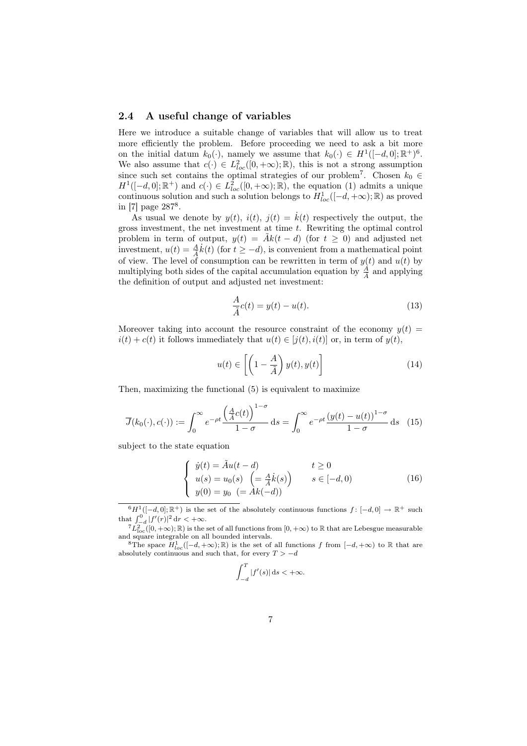### 2.4 A useful change of variables

Here we introduce a suitable change of variables that will allow us to treat more efficiently the problem. Before proceeding we need to ask a bit more on the initial datum $k_0(\cdot)$, namely we assume that $k_0(\cdot) \in H^1([-d,0];\mathbb{R}^+)$[6]. We also assume that $c(\cdot) \in L^2_{loc}([0,+\infty);\mathbb{R})$, this is not a strong assumption since such set contains the optimal strategies of our problem[7]. Chosen $k_0 \in H^1([-d,0];\mathbb{R}^+)$ and $c(\cdot) \in L^2_{loc}([0,+\infty);\mathbb{R})$, the equation (1) admits a unique continuous solution and such a solution belongs to $H^1_{loc}([-d,+\infty);\mathbb{R})$ as proved in [7] page 287[8].

As usual we denote by $y(t)$, $i(t)$, $j(t) = \dot{k}(t)$ respectively the output, the gross investment, the net investment at time $t$. Rewriting the optimal control problem in term of output, $y(t) = \tilde{A}k(t-d)$ (for $t \geq 0$) and adjusted net investment, $u(t) = \frac{A}{\tilde{A}}\dot{k}(t)$ (for $t \geq -d$), is convenient from a mathematical point of view. The level of consumption can be rewritten in term of $y(t)$ and $u(t)$ by multiplying both sides of the capital accumulation equation by $\frac{A}{\tilde{A}}$ and applying the definition of output and adjusted net investment:

$$\frac{A}{\tilde{A}}c(t) = y(t) - u(t). \tag{13}$$

Moreover taking into account the resource constraint of the economy $y(t) = i(t) + c(t)$ it follows immediately that $u(t) \in [j(t), i(t)]$ or, in term of $y(t)$,

$$u(t) \in \left[\left(1 - \frac{A}{\tilde{A}}\right) y(t), y(t)\right] \tag{14}$$

Then, maximizing the functional (5) is equivalent to maximize

$$\overline{J}(k_0(\cdot), c(\cdot)) := \int_0^\infty e^{-\rho t} \frac{\left(\frac{A}{\tilde{A}}c(t)\right)^{1-\sigma}}{1-\sigma} \, \mathrm{d}s = \int_0^\infty e^{-\rho t} \frac{(y(t) - u(t))^{1-\sigma}}{1-\sigma} \, \mathrm{d}s \tag{15}$$

subject to the state equation

$$\begin{cases} \dot{y}(t) = \tilde{A}u(t-d) & t \geq 0 \\ u(s) = u_0(s) \ \left(= \frac{A}{\tilde{A}}\dot{k}(s)\right) & s \in [-d, 0) \\ y(0) = y_0 \ (= \tilde{A}k(-d)) \end{cases} \tag{16}$$

---

[6] $H^1([-d,0];\mathbb{R}^+)$ is the set of the absolutely continuous functions $f\colon [-d,0] \to \mathbb{R}^+$ such that $\int_{-d}^0 |f'(r)|^2 \, \mathrm{d}r < +\infty$.

[7] $L^2_{\mathrm{loc}}([0,+\infty);\mathbb{R})$ is the set of all functions from $[0,+\infty)$ to $\mathbb{R}$ that are Lebesgue measurable and square integrable on all bounded intervals.

[8] The space $H^1_{loc}([-d,+\infty);\mathbb{R})$ is the set of all functions $f$ from $[-d,+\infty)$ to $\mathbb{R}$ that are absolutely continuous and such that, for every $T > -d$

$$\int_{-d}^T |f'(s)| \, \mathrm{d}s < +\infty.$$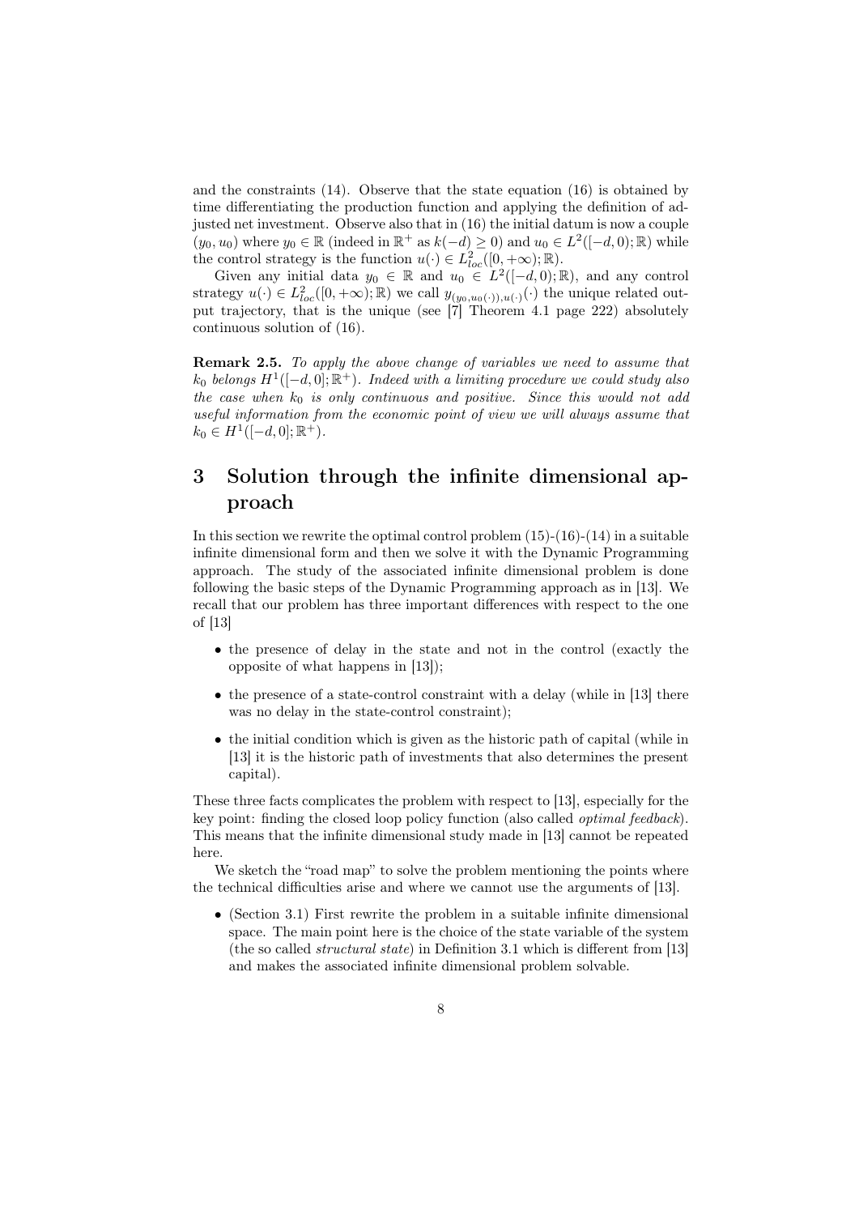and the constraints (14). Observe that the state equation (16) is obtained by time differentiating the production function and applying the definition of adjusted net investment. Observe also that in (16) the initial datum is now a couple $(y_0, u_0)$ where $y_0 \in \mathbb{R}$ (indeed in $\mathbb{R}^+$ as $k(-d) \geq 0$) and $u_0 \in L^2([-d, 0); \mathbb{R})$ while the control strategy is the function $u(\cdot) \in L^2_{loc}([0, +\infty); \mathbb{R})$.

Given any initial data $y_0 \in \mathbb{R}$ and $u_0 \in L^2([-d, 0); \mathbb{R})$, and any control strategy $u(\cdot) \in L^2_{loc}([0, +\infty); \mathbb{R})$ we call $y_{(y_0, u_0(\cdot)), u(\cdot)}(\cdot)$ the unique related output trajectory, that is the unique (see [7] Theorem 4.1 page 222) absolutely continuous solution of (16).

**Remark 2.5.** *To apply the above change of variables we need to assume that $k_0$ belongs $H^1([-d, 0]; \mathbb{R}^+)$. Indeed with a limiting procedure we could study also the case when $k_0$ is only continuous and positive. Since this would not add useful information from the economic point of view we will always assume that $k_0 \in H^1([-d, 0]; \mathbb{R}^+)$.*

# 3 Solution through the infinite dimensional approach

In this section we rewrite the optimal control problem (15)-(16)-(14) in a suitable infinite dimensional form and then we solve it with the Dynamic Programming approach. The study of the associated infinite dimensional problem is done following the basic steps of the Dynamic Programming approach as in [13]. We recall that our problem has three important differences with respect to the one of [13]

- the presence of delay in the state and not in the control (exactly the opposite of what happens in [13]);
- the presence of a state-control constraint with a delay (while in [13] there was no delay in the state-control constraint);
- the initial condition which is given as the historic path of capital (while in [13] it is the historic path of investments that also determines the present capital).

These three facts complicates the problem with respect to [13], especially for the key point: finding the closed loop policy function (also called *optimal feedback*). This means that the infinite dimensional study made in [13] cannot be repeated here.

We sketch the "road map" to solve the problem mentioning the points where the technical difficulties arise and where we cannot use the arguments of [13].

- (Section 3.1) First rewrite the problem in a suitable infinite dimensional space. The main point here is the choice of the state variable of the system (the so called *structural state*) in Definition 3.1 which is different from [13] and makes the associated infinite dimensional problem solvable.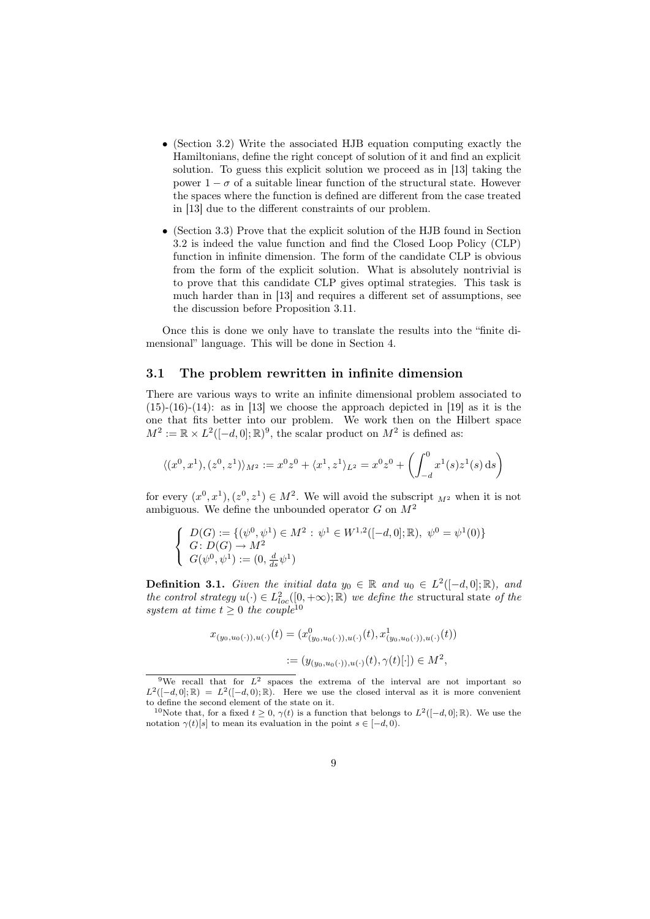- (Section 3.2) Write the associated HJB equation computing exactly the Hamiltonians, define the right concept of solution of it and find an explicit solution. To guess this explicit solution we proceed as in [13] taking the power $1-\sigma$ of a suitable linear function of the structural state. However the spaces where the function is defined are different from the case treated in [13] due to the different constraints of our problem.

- (Section 3.3) Prove that the explicit solution of the HJB found in Section 3.2 is indeed the value function and find the Closed Loop Policy (CLP) function in infinite dimension. The form of the candidate CLP is obvious from the form of the explicit solution. What is absolutely nontrivial is to prove that this candidate CLP gives optimal strategies. This task is much harder than in [13] and requires a different set of assumptions, see the discussion before Proposition 3.11.

Once this is done we only have to translate the results into the "finite dimensional" language. This will be done in Section 4.

### 3.1 The problem rewritten in infinite dimension

There are various ways to write an infinite dimensional problem associated to (15)-(16)-(14): as in [13] we choose the approach depicted in [19] as it is the one that fits better into our problem. We work then on the Hilbert space $M^2 := \mathbb{R} \times L^2([-d,0];\mathbb{R})$[9], the scalar product on $M^2$ is defined as:

$$\langle (x^0, x^1), (z^0, z^1) \rangle_{M^2} := x^0 z^0 + \langle x^1, z^1 \rangle_{L^2} = x^0 z^0 + \left( \int_{-d}^{0} x^1(s) z^1(s)\, \mathrm{d}s \right)$$

for every $(x^0, x^1), (z^0, z^1) \in M^2$. We will avoid the subscript $_{M^2}$ when it is not ambiguous. We define the unbounded operator $G$ on $M^2$

$$\begin{cases} D(G) := \{(\psi^0, \psi^1) \in M^2 : \psi^1 \in W^{1,2}([-d,0];\mathbb{R}),\ \psi^0 = \psi^1(0)\} \\ G \colon D(G) \to M^2 \\ G(\psi^0, \psi^1) := (0, \frac{d}{ds}\psi^1) \end{cases}$$

**Definition 3.1.** *Given the initial data $y_0 \in \mathbb{R}$ and $u_0 \in L^2([-d,0];\mathbb{R})$, and the control strategy $u(\cdot) \in L^2_{loc}([0,+\infty);\mathbb{R})$ we define the* structural state *of the system at time $t \geq 0$ the couple*[10]

$$x_{(y_0,u_0(\cdot)),u(\cdot)}(t) = (x^0_{(y_0,u_0(\cdot)),u(\cdot)}(t), x^1_{(y_0,u_0(\cdot)),u(\cdot)}(t))$$

$$:= (y_{(y_0,u_0(\cdot)),u(\cdot)}(t), \gamma(t)[\cdot]) \in M^2,$$

---

[9] We recall that for $L^2$ spaces the extrema of the interval are not important so $L^2([-d,0];\mathbb{R}) = L^2([-d,0);\mathbb{R})$. Here we use the closed interval as it is more convenient to define the second element of the state on it.

[10] Note that, for a fixed $t \geq 0$, $\gamma(t)$ is a function that belongs to $L^2([-d,0];\mathbb{R})$. We use the notation $\gamma(t)[s]$ to mean its evaluation in the point $s \in [-d,0)$.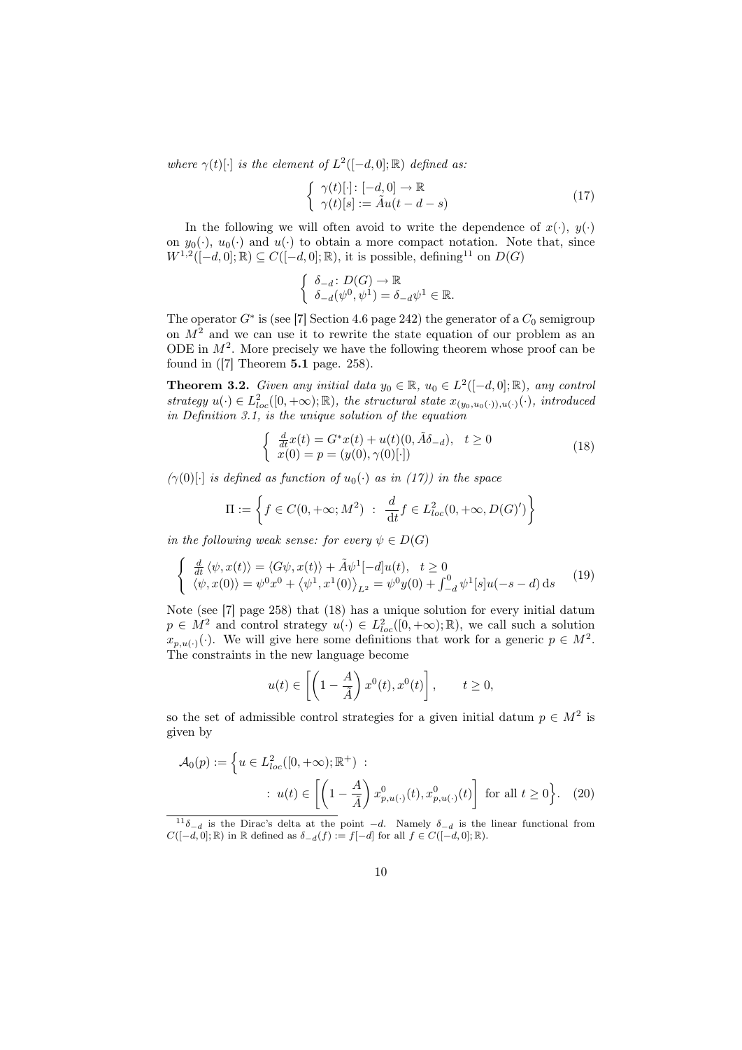*where* $\gamma(t)[\cdot]$ *is the element of* $L^2([-d,0];\mathbb{R})$ *defined as:*

$$\begin{cases} \gamma(t)[\cdot]\colon [-d,0] \to \mathbb{R} \\ \gamma(t)[s] := \tilde{A}u(t-d-s) \end{cases} \tag{17}$$

In the following we will often avoid to write the dependence of $x(\cdot)$, $y(\cdot)$ on $y_0(\cdot)$, $u_0(\cdot)$ and $u(\cdot)$ to obtain a more compact notation. Note that, since $W^{1,2}([-d,0];\mathbb{R}) \subseteq C([-d,0];\mathbb{R})$, it is possible, defining[11] on $D(G)$

$$\begin{cases} \delta_{-d}\colon D(G) \to \mathbb{R} \\ \delta_{-d}(\psi^0,\psi^1) = \delta_{-d}\psi^1 \in \mathbb{R}. \end{cases}$$

The operator $G^*$ is (see [7] Section 4.6 page 242) the generator of a $C_0$ semigroup on $M^2$ and we can use it to rewrite the state equation of our problem as an ODE in $M^2$. More precisely we have the following theorem whose proof can be found in ([7] Theorem **5.1** page. 258).

**Theorem 3.2.** *Given any initial data* $y_0 \in \mathbb{R}$, $u_0 \in L^2([-d,0];\mathbb{R})$, *any control strategy* $u(\cdot) \in L^2_{loc}([0,+\infty);\mathbb{R})$, *the structural state* $x_{(y_0,u_0(\cdot)),u(\cdot)}(\cdot)$, *introduced in Definition 3.1, is the unique solution of the equation*

$$\begin{cases} \frac{d}{dt}x(t) = G^*x(t) + u(t)(0,\tilde{A}\delta_{-d}), \quad t \geq 0 \\ x(0) = p = (y(0),\gamma(0)[\cdot]) \end{cases} \tag{18}$$

*(*$\gamma(0)[\cdot]$ *is defined as function of* $u_0(\cdot)$ *as in (17)) in the space*

$$\Pi := \left\{ f \in C(0,+\infty;M^2) \ : \ \frac{d}{\mathrm{d}t}f \in L^2_{loc}(0,+\infty,D(G)') \right\}$$

*in the following weak sense: for every* $\psi \in D(G)$

$$\begin{cases} \frac{d}{dt}\langle \psi, x(t)\rangle = \langle G\psi, x(t)\rangle + \tilde{A}\psi^1[-d]u(t), \quad t \geq 0 \\ \langle \psi, x(0)\rangle = \psi^0 x^0 + \langle \psi^1, x^1(0)\rangle_{L^2} = \psi^0 y(0) + \int_{-d}^0 \psi^1[s]u(-s-d)\,\mathrm{d}s \end{cases} \tag{19}$$

Note (see [7] page 258) that (18) has a unique solution for every initial datum $p \in M^2$ and control strategy $u(\cdot) \in L^2_{loc}([0,+\infty);\mathbb{R})$, we call such a solution $x_{p,u(\cdot)}(\cdot)$. We will give here some definitions that work for a generic $p \in M^2$. The constraints in the new language become

$$u(t) \in \left[\left(1 - \frac{A}{\tilde{A}}\right)x^0(t), x^0(t)\right], \qquad t \geq 0,$$

so the set of admissible control strategies for a given initial datum $p \in M^2$ is given by

$$\mathcal{A}_0(p) := \Big\{ u \in L^2_{loc}([0,+\infty);\mathbb{R}^+) \ : \ u(t) \in \left[\left(1 - \frac{A}{\tilde{A}}\right)x^0_{p,u(\cdot)}(t), x^0_{p,u(\cdot)}(t)\right] \text{ for all } t \geq 0 \Big\}. \tag{20}$$

[11] $\delta_{-d}$ is the Dirac's delta at the point $-d$. Namely $\delta_{-d}$ is the linear functional from $C([-d,0];\mathbb{R})$ in $\mathbb{R}$ defined as $\delta_{-d}(f) := f[-d]$ for all $f \in C([-d,0];\mathbb{R})$.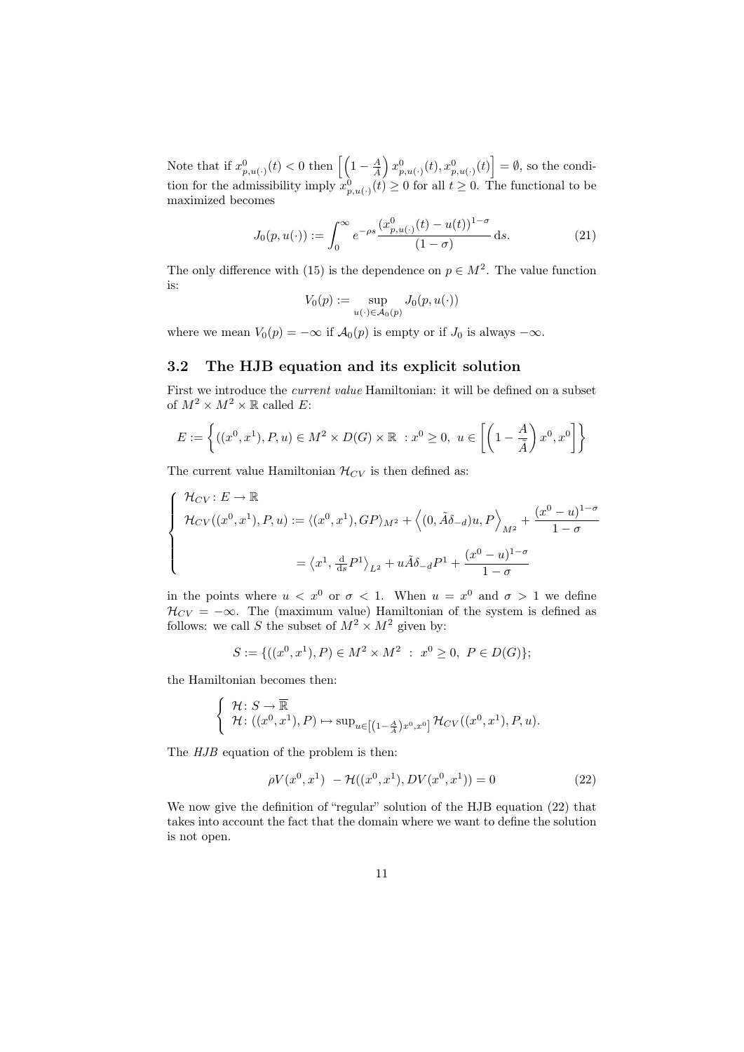Note that if $x^0_{p,u(\cdot)}(t) < 0$ then $\left[\left(1-\frac{A}{\tilde{A}}\right)x^0_{p,u(\cdot)}(t), x^0_{p,u(\cdot)}(t)\right] = \emptyset$, so the condition for the admissibility imply $x^0_{p,u(\cdot)}(t) \geq 0$ for all $t \geq 0$. The functional to be maximized becomes

$$
J_0(p, u(\cdot)) := \int_0^\infty e^{-\rho s} \frac{(x^0_{p,u(\cdot)}(t) - u(t))^{1-\sigma}}{(1-\sigma)} \, \mathrm{d}s. \tag{21}
$$

The only difference with (15) is the dependence on $p \in M^2$. The value function is:

$$
V_0(p) := \sup_{u(\cdot) \in \mathcal{A}_0(p)} J_0(p, u(\cdot))
$$

where we mean $V_0(p) = -\infty$ if $\mathcal{A}_0(p)$ is empty or if $J_0$ is always $-\infty$.

### 3.2 The HJB equation and its explicit solution

First we introduce the *current value* Hamiltonian: it will be defined on a subset of $M^2 \times M^2 \times \mathbb{R}$ called $E$:

$$
E := \left\{ ((x^0, x^1), P, u) \in M^2 \times D(G) \times \mathbb{R} \ : x^0 \geq 0, \ u \in \left[\left(1 - \frac{A}{\tilde{A}}\right)x^0, x^0\right] \right\}
$$

The current value Hamiltonian $\mathcal{H}_{CV}$ is then defined as:

$$
\begin{cases}
\mathcal{H}_{CV} \colon E \to \mathbb{R} \\
\mathcal{H}_{CV}((x^0, x^1), P, u) := \langle (x^0, x^1), GP \rangle_{M^2} + \left\langle (0, \tilde{A}\delta_{-d})u, P \right\rangle_{M^2} + \dfrac{(x^0 - u)^{1-\sigma}}{1-\sigma} \\
\qquad\qquad\qquad\qquad\quad = \left\langle x^1, \frac{\mathrm{d}}{\mathrm{d}s} P^1 \right\rangle_{L^2} + u\tilde{A}\delta_{-d}P^1 + \dfrac{(x^0 - u)^{1-\sigma}}{1-\sigma}
\end{cases}
$$

in the points where $u < x^0$ or $\sigma < 1$. When $u = x^0$ and $\sigma > 1$ we define $\mathcal{H}_{CV} = -\infty$. The (maximum value) Hamiltonian of the system is defined as follows: we call $S$ the subset of $M^2 \times M^2$ given by:

$$
S := \{ ((x^0, x^1), P) \in M^2 \times M^2 \ : \ x^0 \geq 0, \ P \in D(G) \};
$$

the Hamiltonian becomes then:

$$
\begin{cases}
\mathcal{H} \colon S \to \overline{\mathbb{R}} \\
\mathcal{H} \colon ((x^0, x^1), P) \mapsto \sup_{u \in \left[\left(1 - \frac{A}{\tilde{A}}\right)x^0, x^0\right]} \mathcal{H}_{CV}((x^0, x^1), P, u).
\end{cases}
$$

The *HJB* equation of the problem is then:

$$
\rho V(x^0, x^1) \ - \mathcal{H}((x^0, x^1), DV(x^0, x^1)) = 0 \tag{22}
$$

We now give the definition of "regular" solution of the HJB equation (22) that takes into account the fact that the domain where we want to define the solution is not open.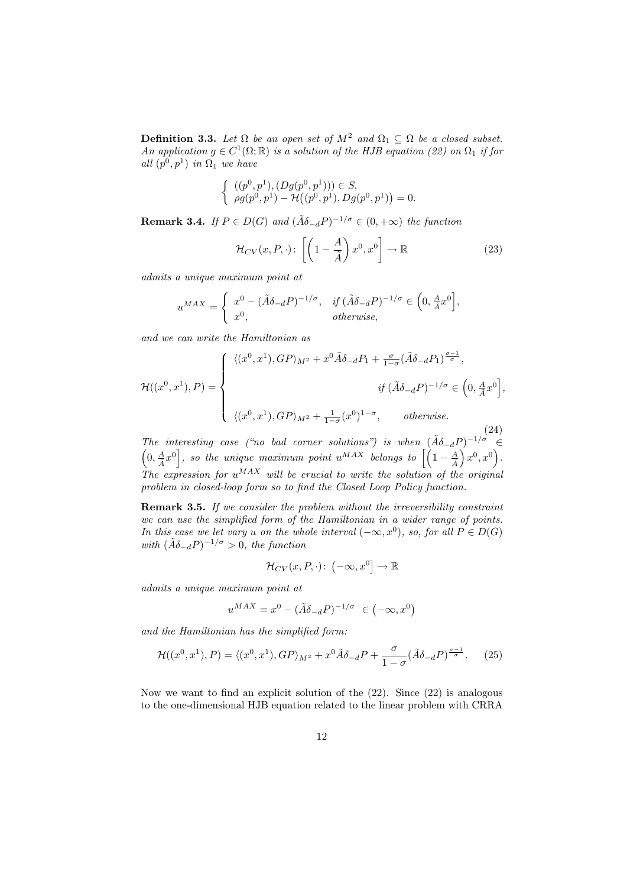**Definition 3.3.** *Let $\Omega$ be an open set of $M^2$ and $\Omega_1 \subseteq \Omega$ be a closed subset. An application $g \in C^1(\Omega;\mathbb{R})$ is a solution of the HJB equation (22) on $\Omega_1$ if for all $(p^0,p^1)$ in $\Omega_1$ we have*

$$\begin{cases} ((p^0,p^1),(Dg(p^0,p^1))) \in S, \\ \rho g(p^0,p^1) - \mathcal{H}\big((p^0,p^1),Dg(p^0,p^1)\big) = 0. \end{cases}$$

**Remark 3.4.** *If $P \in D(G)$ and $(\tilde{A}\delta_{-d}P)^{-1/\sigma} \in (0,+\infty)$ the function*

$$\mathcal{H}_{CV}(x,P,\cdot)\colon \left[\left(1-\frac{A}{\tilde{A}}\right)x^0, x^0\right] \to \mathbb{R} \tag{23}$$

*admits a unique maximum point at*

$$u^{MAX} = \begin{cases} x^0 - (\tilde{A}\delta_{-d}P)^{-1/\sigma}, & \text{if } (\tilde{A}\delta_{-d}P)^{-1/\sigma} \in \left(0, \frac{A}{\tilde{A}}x^0\right], \\ x^0, & \text{otherwise,} \end{cases}$$

*and we can write the Hamiltonian as*

$$\mathcal{H}((x^0,x^1),P) = \begin{cases} \langle (x^0,x^1), GP\rangle_{M^2} + x^0\tilde{A}\delta_{-d}P_1 + \frac{\sigma}{1-\sigma}(\tilde{A}\delta_{-d}P_1)^{\frac{\sigma-1}{\sigma}}, \\ \qquad\qquad\qquad\qquad\qquad\qquad \text{if } (\tilde{A}\delta_{-d}P)^{-1/\sigma} \in \left(0, \frac{A}{\tilde{A}}x^0\right], \\ \langle (x^0,x^1), GP\rangle_{M^2} + \frac{1}{1-\sigma}(x^0)^{1-\sigma}, \qquad \text{otherwise.} \end{cases} \tag{24}$$

*The interesting case ("no bad corner solutions") is when $(\tilde{A}\delta_{-d}P)^{-1/\sigma} \in \left(0, \frac{A}{\tilde{A}}x^0\right]$, so the unique maximum point $u^{MAX}$ belongs to $\left[\left(1-\frac{A}{\tilde{A}}\right)x^0, x^0\right)$. The expression for $u^{MAX}$ will be crucial to write the solution of the original problem in closed-loop form so to find the Closed Loop Policy function.*

**Remark 3.5.** *If we consider the problem without the irreversibility constraint we can use the simplified form of the Hamiltonian in a wider range of points. In this case we let vary $u$ on the whole interval $(-\infty, x^0)$, so, for all $P \in D(G)$ with $(\tilde{A}\delta_{-d}P)^{-1/\sigma} > 0$, the function*

$$\mathcal{H}_{CV}(x,P,\cdot)\colon \left(-\infty, x^0\right] \to \mathbb{R}$$

*admits a unique maximum point at*

$$u^{MAX} = x^0 - (\tilde{A}\delta_{-d}P)^{-1/\sigma} \;\in \left(-\infty, x^0\right)$$

*and the Hamiltonian has the simplified form:*

$$\mathcal{H}((x^0,x^1),P) = \langle (x^0,x^1), GP\rangle_{M^2} + x^0\tilde{A}\delta_{-d}P + \frac{\sigma}{1-\sigma}(\tilde{A}\delta_{-d}P)^{\frac{\sigma-1}{\sigma}}. \tag{25}$$

Now we want to find an explicit solution of the (22). Since (22) is analogous to the one-dimensional HJB equation related to the linear problem with CRRA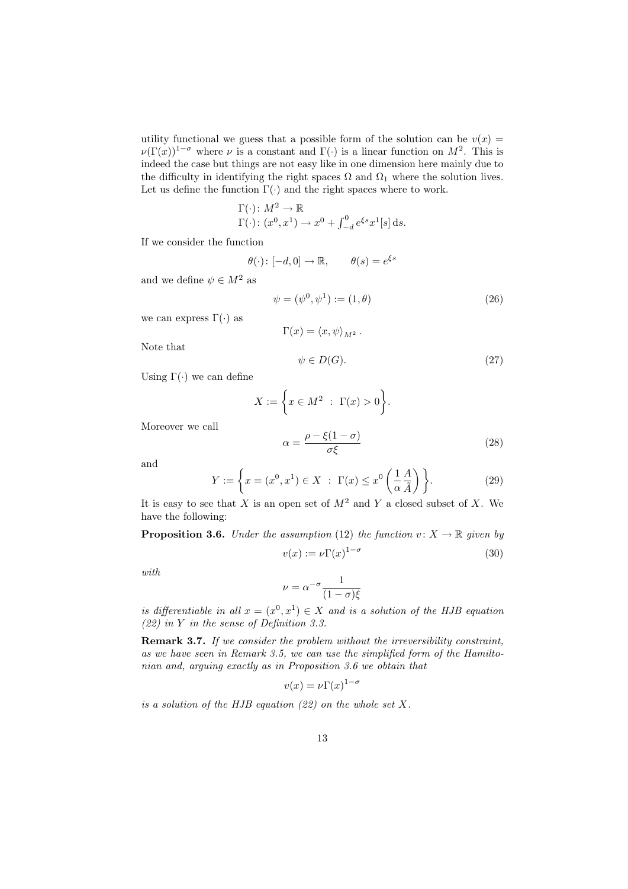utility functional we guess that a possible form of the solution can be $v(x) = \nu(\Gamma(x))^{1-\sigma}$ where $\nu$ is a constant and $\Gamma(\cdot)$ is a linear function on $M^2$. This is indeed the case but things are not easy like in one dimension here mainly due to the difficulty in identifying the right spaces $\Omega$ and $\Omega_1$ where the solution lives. Let us define the function $\Gamma(\cdot)$ and the right spaces where to work.

$$
\begin{aligned}
&\Gamma(\cdot) \colon M^2 \to \mathbb{R} \\
&\Gamma(\cdot) \colon (x^0, x^1) \to x^0 + \textstyle\int_{-d}^0 e^{\xi s} x^1[s] \, \mathrm{d}s.
\end{aligned}
$$

If we consider the function

$$
\theta(\cdot) \colon [-d, 0] \to \mathbb{R}, \qquad \theta(s) = e^{\xi s}
$$

and we define $\psi \in M^2$ as

$$
\psi = (\psi^0, \psi^1) := (1, \theta) \tag{26}
$$

we can express $\Gamma(\cdot)$ as

$$
\Gamma(x) = \langle x, \psi \rangle_{M^2}.
$$

Note that

$$
\psi \in D(G). \tag{27}
$$

Using $\Gamma(\cdot)$ we can define

$$
X := \left\{ x \in M^2 \ : \ \Gamma(x) > 0 \right\}.
$$

Moreover we call

$$
\alpha = \frac{\rho - \xi(1-\sigma)}{\sigma \xi} \tag{28}
$$

and

$$
Y := \left\{ x = (x^0, x^1) \in X \ : \ \Gamma(x) \leq x^0 \left( \frac{1}{\alpha} \frac{A}{\tilde{A}} \right) \right\}. \tag{29}
$$

It is easy to see that $X$ is an open set of $M^2$ and $Y$ a closed subset of $X$. We have the following:

**Proposition 3.6.** *Under the assumption* (12) *the function* $v \colon X \to \mathbb{R}$ *given by*

$$
v(x) := \nu \Gamma(x)^{1-\sigma} \tag{30}
$$

*with*

$$
\nu = \alpha^{-\sigma} \frac{1}{(1-\sigma)\xi}
$$

*is differentiable in all* $x = (x^0, x^1) \in X$ *and is a solution of the HJB equation (22) in* $Y$ *in the sense of Definition 3.3.*

**Remark 3.7.** *If we consider the problem without the irreversibility constraint, as we have seen in Remark 3.5, we can use the simplified form of the Hamiltonian and, arguing exactly as in Proposition 3.6 we obtain that*

$$
v(x) = \nu \Gamma(x)^{1-\sigma}
$$

*is a solution of the HJB equation (22) on the whole set* $X$.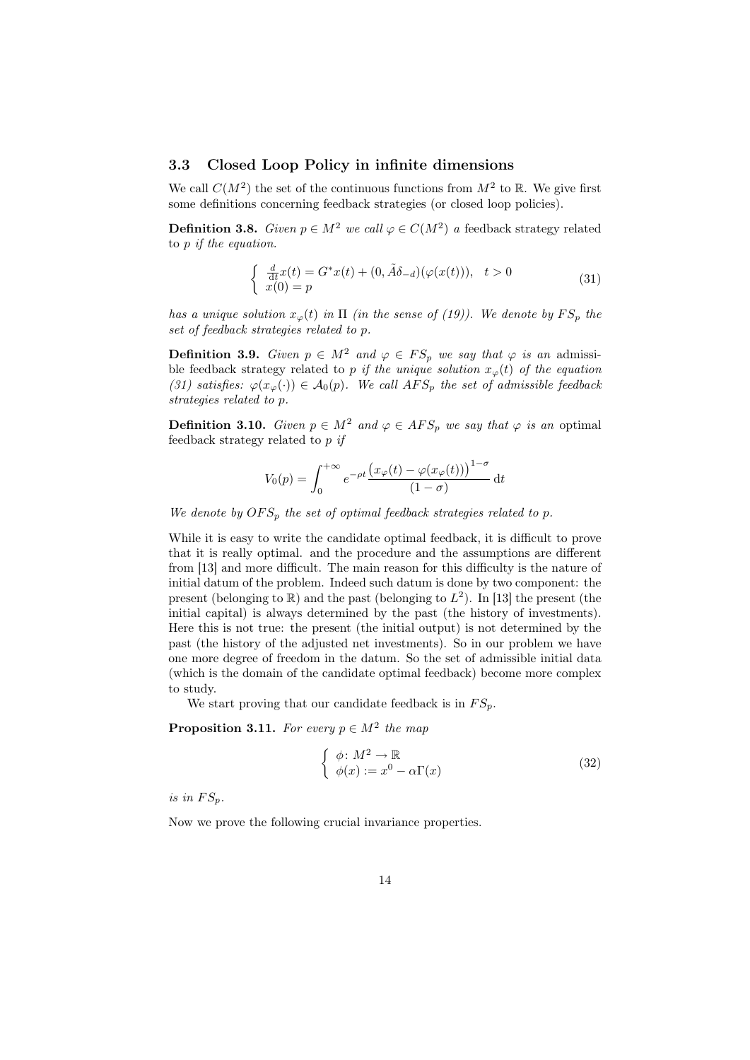### 3.3 Closed Loop Policy in infinite dimensions

We call $C(M^2)$ the set of the continuous functions from $M^2$ to $\mathbb{R}$. We give first some definitions concerning feedback strategies (or closed loop policies).

**Definition 3.8.** *Given $p \in M^2$ we call $\varphi \in C(M^2)$ a* feedback strategy related to $p$ *if the equation.*

$$\begin{cases} \frac{d}{dt}x(t) = G^* x(t) + (0, \tilde{A}\delta_{-d})(\varphi(x(t))), \quad t > 0 \\ x(0) = p \end{cases} \tag{31}$$

*has a unique solution $x_\varphi(t)$ in $\Pi$ (in the sense of (19)). We denote by $FS_p$ the set of feedback strategies related to $p$.*

**Definition 3.9.** *Given $p \in M^2$ and $\varphi \in FS_p$ we say that $\varphi$ is an* admissible feedback strategy related to $p$ *if the unique solution $x_\varphi(t)$ of the equation (31) satisfies: $\varphi(x_\varphi(\cdot)) \in \mathcal{A}_0(p)$. We call $AFS_p$ the set of admissible feedback strategies related to $p$.*

**Definition 3.10.** *Given $p \in M^2$ and $\varphi \in AFS_p$ we say that $\varphi$ is an* optimal feedback strategy related to $p$ *if*

$$V_0(p) = \int_0^{+\infty} e^{-\rho t} \frac{\left(x_\varphi(t) - \varphi(x_\varphi(t))\right)^{1-\sigma}}{(1-\sigma)} \, dt$$

*We denote by $OFS_p$ the set of optimal feedback strategies related to $p$.*

While it is easy to write the candidate optimal feedback, it is difficult to prove that it is really optimal. and the procedure and the assumptions are different from [13] and more difficult. The main reason for this difficulty is the nature of initial datum of the problem. Indeed such datum is done by two component: the present (belonging to $\mathbb{R}$) and the past (belonging to $L^2$). In [13] the present (the initial capital) is always determined by the past (the history of investments). Here this is not true: the present (the initial output) is not determined by the past (the history of the adjusted net investments). So in our problem we have one more degree of freedom in the datum. So the set of admissible initial data (which is the domain of the candidate optimal feedback) become more complex to study.

We start proving that our candidate feedback is in $FS_p$.

**Proposition 3.11.** *For every $p \in M^2$ the map*

$$\begin{cases} \phi \colon M^2 \to \mathbb{R} \\ \phi(x) := x^0 - \alpha \Gamma(x) \end{cases} \tag{32}$$

*is in $FS_p$.*

Now we prove the following crucial invariance properties.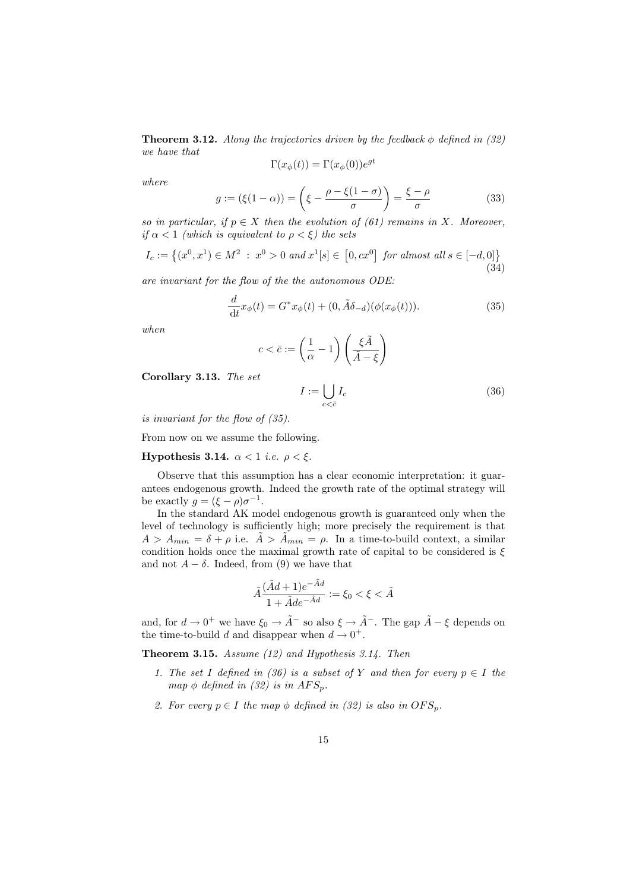**Theorem 3.12.** *Along the trajectories driven by the feedback $\phi$ defined in (32) we have that*

$$\Gamma(x_\phi(t)) = \Gamma(x_\phi(0))e^{gt}$$

*where*

$$g := (\xi(1-\alpha)) = \left(\xi - \frac{\rho - \xi(1-\sigma)}{\sigma}\right) = \frac{\xi - \rho}{\sigma} \tag{33}$$

*so in particular, if $p \in X$ then the evolution of (61) remains in $X$. Moreover, if $\alpha < 1$ (which is equivalent to $\rho < \xi$) the sets*

$$I_c := \left\{(x^0, x^1) \in M^2 \; : \; x^0 > 0 \text{ and } x^1[s] \in \left[0, cx^0\right] \text{ for almost all } s \in [-d, 0]\right\} \tag{34}$$

*are invariant for the flow of the the autonomous ODE:*

$$\frac{d}{dt}x_\phi(t) = G^* x_\phi(t) + (0, \tilde{A}\delta_{-d})(\phi(x_\phi(t))). \tag{35}$$

*when*

$$c < \bar{c} := \left(\frac{1}{\alpha} - 1\right)\left(\frac{\xi\tilde{A}}{\tilde{A} - \xi}\right)$$

**Corollary 3.13.** *The set*

$$I := \bigcup_{c < \bar{c}} I_c \tag{36}$$

*is invariant for the flow of (35).*

From now on we assume the following.

**Hypothesis 3.14.** *$\alpha < 1$ i.e. $\rho < \xi$.*

Observe that this assumption has a clear economic interpretation: it guarantees endogenous growth. Indeed the growth rate of the optimal strategy will be exactly $g = (\xi - \rho)\sigma^{-1}$.

In the standard AK model endogenous growth is guaranteed only when the level of technology is sufficiently high; more precisely the requirement is that $A > A_{min} = \delta + \rho$ i.e. $\tilde{A} > \tilde{A}_{min} = \rho$. In a time-to-build context, a similar condition holds once the maximal growth rate of capital to be considered is $\xi$ and not $A - \delta$. Indeed, from (9) we have that

$$\tilde{A}\frac{(\tilde{A}d + 1)e^{-\tilde{A}d}}{1 + \tilde{A}de^{-\tilde{A}d}} := \xi_0 < \xi < \tilde{A}$$

and, for $d \to 0^+$ we have $\xi_0 \to \tilde{A}^-$ so also $\xi \to \tilde{A}^-$. The gap $\tilde{A} - \xi$ depends on the time-to-build $d$ and disappear when $d \to 0^+$.

**Theorem 3.15.** *Assume (12) and Hypothesis 3.14. Then*

1. *The set $I$ defined in (36) is a subset of $Y$ and then for every $p \in I$ the map $\phi$ defined in (32) is in $AFS_p$.*
2. *For every $p \in I$ the map $\phi$ defined in (32) is also in $OFS_p$.*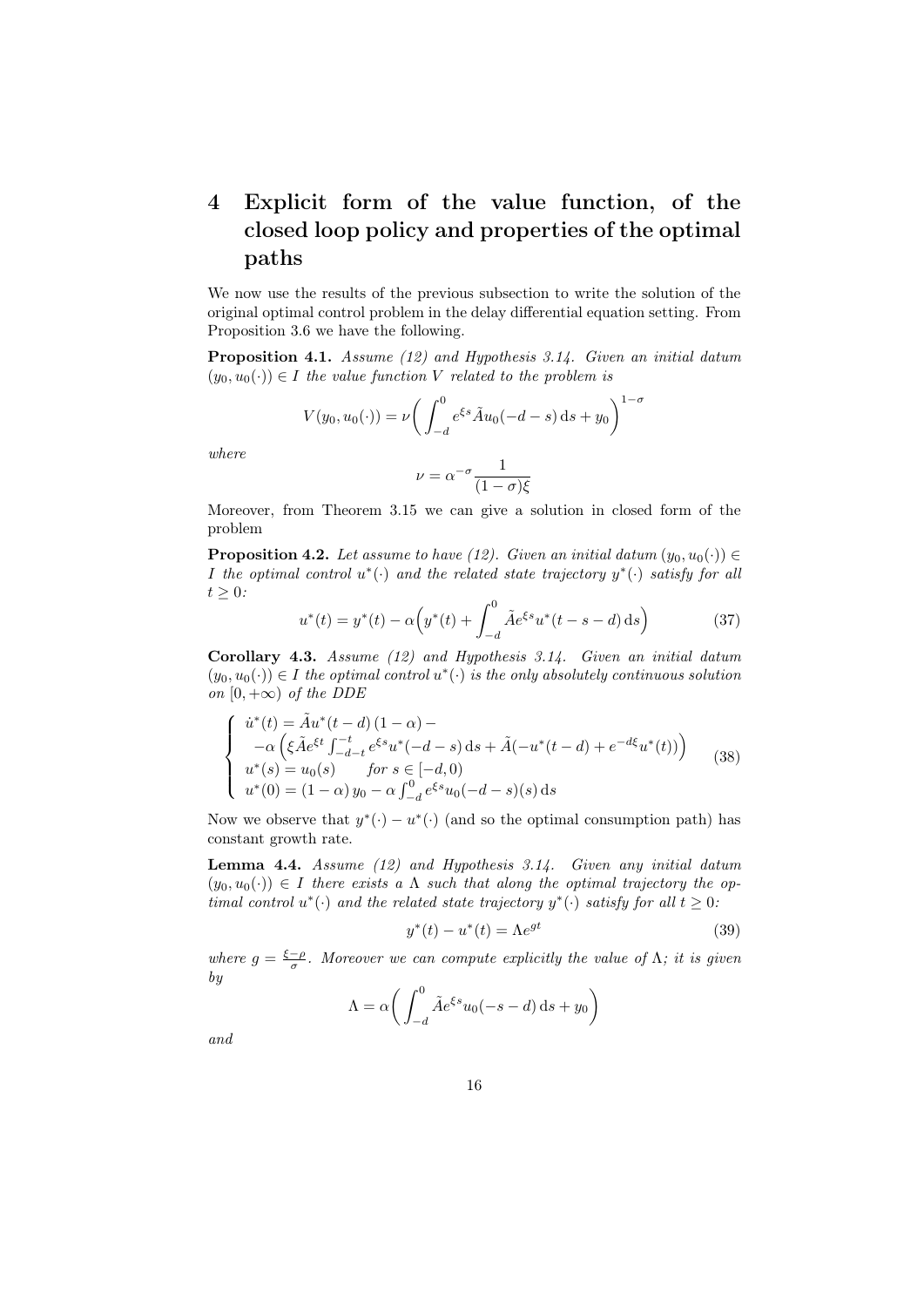# 4 Explicit form of the value function, of the closed loop policy and properties of the optimal paths

We now use the results of the previous subsection to write the solution of the original optimal control problem in the delay differential equation setting. From Proposition 3.6 we have the following.

**Proposition 4.1.** *Assume (12) and Hypothesis 3.14. Given an initial datum $(y_0, u_0(\cdot)) \in I$ the value function $V$ related to the problem is*

$$V(y_0, u_0(\cdot)) = \nu \bigg( \int_{-d}^{0} e^{\xi s} \tilde{A} u_0(-d-s)\,\mathrm{d}s + y_0 \bigg)^{1-\sigma}$$

*where*

$$\nu = \alpha^{-\sigma} \frac{1}{(1-\sigma)\xi}$$

Moreover, from Theorem 3.15 we can give a solution in closed form of the problem

**Proposition 4.2.** *Let assume to have (12). Given an initial datum $(y_0, u_0(\cdot)) \in I$ the optimal control $u^*(\cdot)$ and the related state trajectory $y^*(\cdot)$ satisfy for all $t \geq 0$:*

$$u^*(t) = y^*(t) - \alpha \Big( y^*(t) + \int_{-d}^{0} \tilde{A} e^{\xi s} u^*(t-s-d)\,\mathrm{d}s \Big) \tag{37}$$

**Corollary 4.3.** *Assume (12) and Hypothesis 3.14. Given an initial datum $(y_0, u_0(\cdot)) \in I$ the optimal control $u^*(\cdot)$ is the only absolutely continuous solution on $[0, +\infty)$ of the DDE*

$$\begin{cases} \dot{u}^*(t) = \tilde{A} u^*(t-d)\,(1-\alpha) - \\ \quad -\alpha \Big( \xi \tilde{A} e^{\xi t} \int_{-d-t}^{-t} e^{\xi s} u^*(-d-s)\,\mathrm{d}s + \tilde{A}(-u^*(t-d) + e^{-d\xi} u^*(t)) \Big) \\ u^*(s) = u_0(s) \qquad \text{for } s \in [-d, 0) \\ u^*(0) = (1-\alpha)\, y_0 - \alpha \int_{-d}^{0} e^{\xi s} u_0(-d-s)(s)\,\mathrm{d}s \end{cases} \tag{38}$$

Now we observe that $y^*(\cdot) - u^*(\cdot)$ (and so the optimal consumption path) has constant growth rate.

**Lemma 4.4.** *Assume (12) and Hypothesis 3.14. Given any initial datum $(y_0, u_0(\cdot)) \in I$ there exists a $\Lambda$ such that along the optimal trajectory the optimal control $u^*(\cdot)$ and the related state trajectory $y^*(\cdot)$ satisfy for all $t \geq 0$:*

$$y^*(t) - u^*(t) = \Lambda e^{gt} \tag{39}$$

*where $g = \frac{\xi - \rho}{\sigma}$. Moreover we can compute explicitly the value of $\Lambda$; it is given by*

$$\Lambda = \alpha \bigg( \int_{-d}^{0} \tilde{A} e^{\xi s} u_0(-s-d)\,\mathrm{d}s + y_0 \bigg)$$

*and*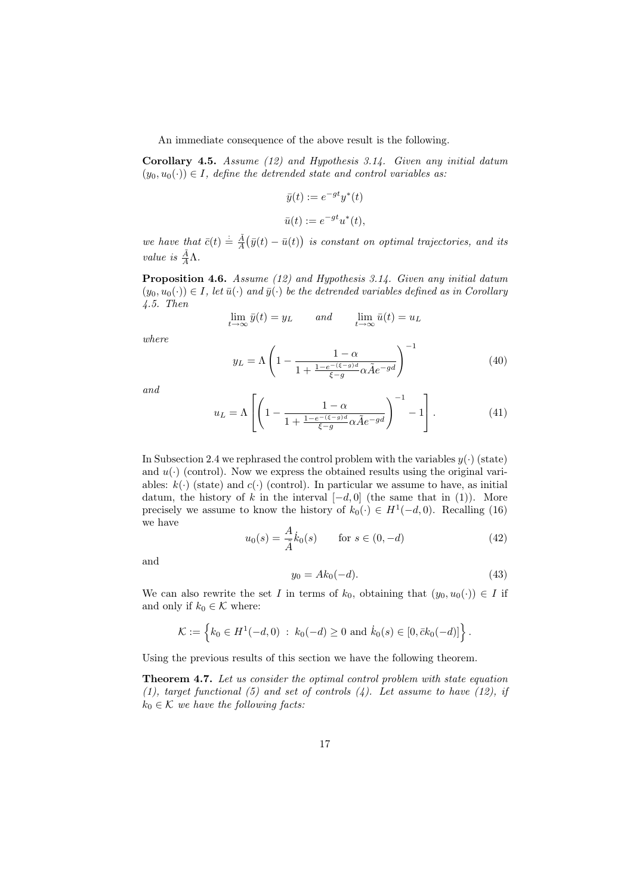An immediate consequence of the above result is the following.

**Corollary 4.5.** *Assume (12) and Hypothesis 3.14. Given any initial datum $(y_0, u_0(\cdot)) \in I$, define the detrended state and control variables as:*

$$\bar{y}(t) := e^{-gt} y^*(t)$$

$$\bar{u}(t) := e^{-gt} u^*(t),$$

*we have that $\bar{c}(t) \doteq \frac{\tilde{A}}{A}\big(\bar{y}(t) - \bar{u}(t)\big)$ is constant on optimal trajectories, and its value is $\frac{\tilde{A}}{A}\Lambda$.*

**Proposition 4.6.** *Assume (12) and Hypothesis 3.14. Given any initial datum $(y_0, u_0(\cdot)) \in I$, let $\bar{u}(\cdot)$ and $\bar{y}(\cdot)$ be the detrended variables defined as in Corollary 4.5. Then*

$$\lim_{t\to\infty} \bar{y}(t) = y_L \qquad \text{and} \qquad \lim_{t\to\infty} \bar{u}(t) = u_L$$

*where*

$$y_L = \Lambda \left( 1 - \frac{1-\alpha}{1 + \frac{1-e^{-(\xi-g)d}}{\xi - g}\alpha \tilde{A} e^{-gd}} \right)^{-1} \tag{40}$$

*and*

$$u_L = \Lambda \left[ \left( 1 - \frac{1-\alpha}{1 + \frac{1-e^{-(\xi-g)d}}{\xi - g}\alpha \tilde{A} e^{-gd}} \right)^{-1} - 1 \right]. \tag{41}$$

In Subsection 2.4 we rephrased the control problem with the variables $y(\cdot)$ (state) and $u(\cdot)$ (control). Now we express the obtained results using the original variables: $k(\cdot)$ (state) and $c(\cdot)$ (control). In particular we assume to have, as initial datum, the history of $k$ in the interval $[-d, 0]$ (the same that in (1)). More precisely we assume to know the history of $k_0(\cdot) \in H^1(-d, 0)$. Recalling (16) we have

$$u_0(s) = \frac{A}{\tilde{A}} \dot{k}_0(s) \qquad \text{for } s \in (0, -d) \tag{42}$$

and

$$y_0 = A k_0(-d). \tag{43}$$

We can also rewrite the set $I$ in terms of $k_0$, obtaining that $(y_0, u_0(\cdot)) \in I$ if and only if $k_0 \in \mathcal{K}$ where:

$$\mathcal{K} := \left\{ k_0 \in H^1(-d, 0) \ : \ k_0(-d) \geq 0 \text{ and } \dot{k}_0(s) \in [0, \bar{c} k_0(-d)] \right\}.$$

Using the previous results of this section we have the following theorem.

**Theorem 4.7.** *Let us consider the optimal control problem with state equation (1), target functional (5) and set of controls (4). Let assume to have (12), if $k_0 \in \mathcal{K}$ we have the following facts:*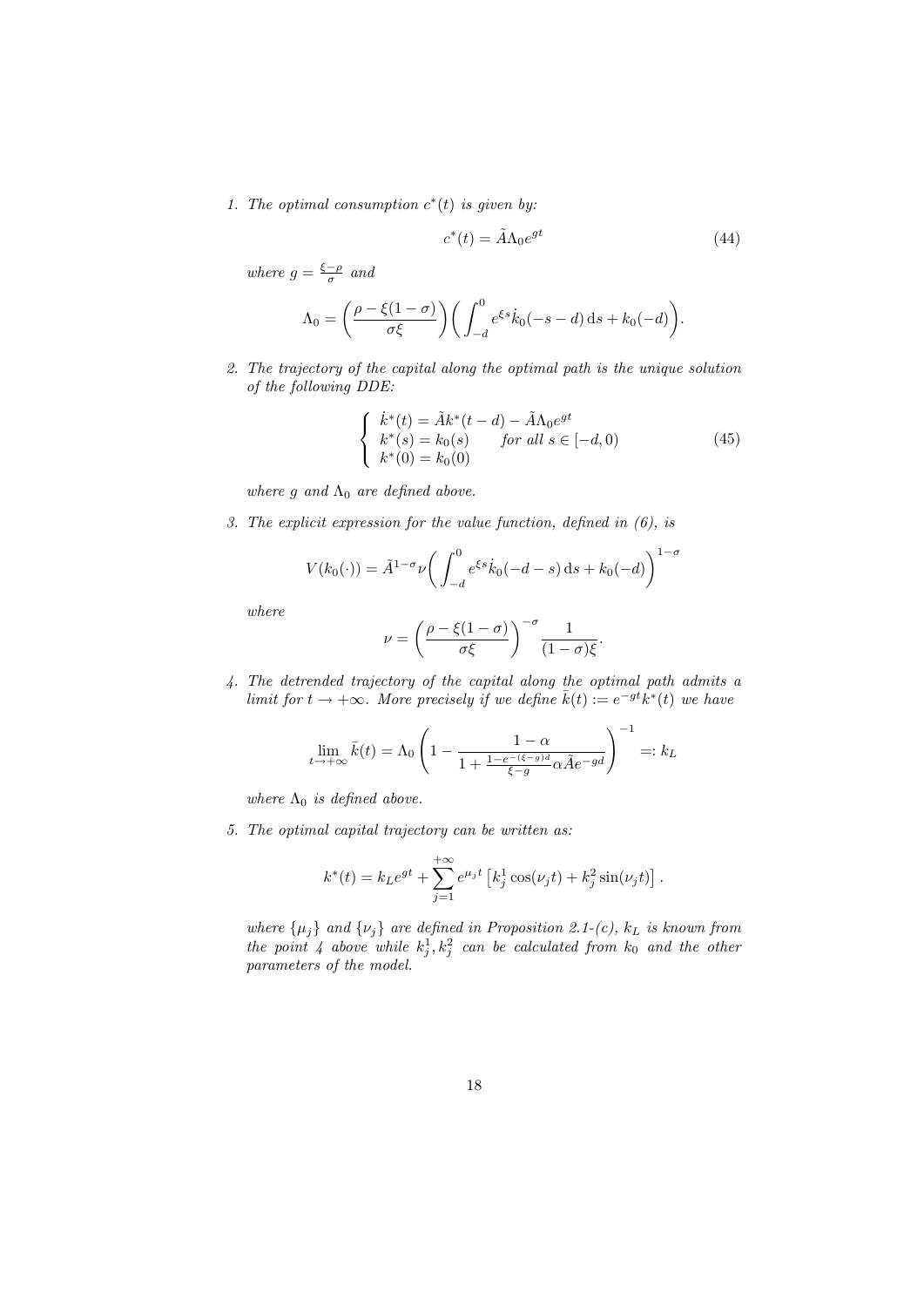1. *The optimal consumption* $c^*(t)$ *is given by:*

$$c^*(t) = \tilde{A}\Lambda_0 e^{gt} \tag{44}$$

*where* $g = \frac{\xi - \rho}{\sigma}$ *and*

$$\Lambda_0 = \left(\frac{\rho - \xi(1-\sigma)}{\sigma\xi}\right)\left(\int_{-d}^{0} e^{\xi s}\dot{k}_0(-s-d)\,\mathrm{d}s + k_0(-d)\right).$$

2. *The trajectory of the capital along the optimal path is the unique solution of the following DDE:*

$$\begin{cases} \dot{k}^*(t) = \tilde{A}k^*(t-d) - \tilde{A}\Lambda_0 e^{gt} \\ k^*(s) = k_0(s) \qquad \textit{for all } s \in [-d, 0) \\ k^*(0) = k_0(0) \end{cases} \tag{45}$$

*where* $g$ *and* $\Lambda_0$ *are defined above.*

3. *The explicit expression for the value function, defined in (6), is*

$$V(k_0(\cdot)) = \tilde{A}^{1-\sigma}\nu\left(\int_{-d}^{0} e^{\xi s}\dot{k}_0(-d-s)\,\mathrm{d}s + k_0(-d)\right)^{1-\sigma}$$

*where*

$$\nu = \left(\frac{\rho - \xi(1-\sigma)}{\sigma\xi}\right)^{-\sigma}\frac{1}{(1-\sigma)\xi}.$$

4. *The detrended trajectory of the capital along the optimal path admits a limit for* $t \to +\infty$. *More precisely if we define* $\bar{k}(t) := e^{-gt}k^*(t)$ *we have*

$$\lim_{t\to+\infty}\bar{k}(t) = \Lambda_0\left(1 - \frac{1-\alpha}{1 + \frac{1-e^{-(\xi-g)d}}{\xi-g}\alpha\tilde{A}e^{-gd}}\right)^{-1} =: k_L$$

*where* $\Lambda_0$ *is defined above.*

5. *The optimal capital trajectory can be written as:*

$$k^*(t) = k_L e^{gt} + \sum_{j=1}^{+\infty} e^{\mu_j t}\left[k_j^1\cos(\nu_j t) + k_j^2\sin(\nu_j t)\right].$$

*where* $\{\mu_j\}$ *and* $\{\nu_j\}$ *are defined in Proposition 2.1-(c),* $k_L$ *is known from the point 4 above while* $k_j^1, k_j^2$ *can be calculated from* $k_0$ *and the other parameters of the model.*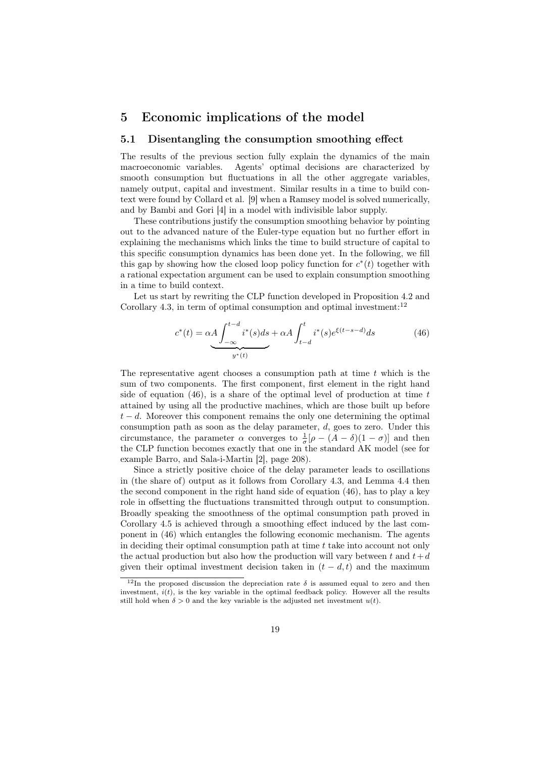## 5 Economic implications of the model

### 5.1 Disentangling the consumption smoothing effect

The results of the previous section fully explain the dynamics of the main macroeconomic variables. Agents' optimal decisions are characterized by smooth consumption but fluctuations in all the other aggregate variables, namely output, capital and investment. Similar results in a time to build context were found by Collard et al. [9] when a Ramsey model is solved numerically, and by Bambi and Gori [4] in a model with indivisible labor supply.

These contributions justify the consumption smoothing behavior by pointing out to the advanced nature of the Euler-type equation but no further effort in explaining the mechanisms which links the time to build structure of capital to this specific consumption dynamics has been done yet. In the following, we fill this gap by showing how the closed loop policy function for $c^*(t)$ together with a rational expectation argument can be used to explain consumption smoothing in a time to build context.

Let us start by rewriting the CLP function developed in Proposition 4.2 and Corollary 4.3, in term of optimal consumption and optimal investment:[12]

$$c^*(t) = \underbrace{\alpha A \int_{-\infty}^{t-d} i^*(s)ds}_{y^*(t)} + \alpha A \int_{t-d}^{t} i^*(s)e^{\xi(t-s-d)}ds \tag{46}$$

The representative agent chooses a consumption path at time $t$ which is the sum of two components. The first component, first element in the right hand side of equation (46), is a share of the optimal level of production at time $t$ attained by using all the productive machines, which are those built up before $t-d$. Moreover this component remains the only one determining the optimal consumption path as soon as the delay parameter, $d$, goes to zero. Under this circumstance, the parameter $\alpha$ converges to $\frac{1}{\sigma}[\rho - (A-\delta)(1-\sigma)]$ and then the CLP function becomes exactly that one in the standard AK model (see for example Barro, and Sala-i-Martin [2], page 208).

Since a strictly positive choice of the delay parameter leads to oscillations in (the share of) output as it follows from Corollary 4.3, and Lemma 4.4 then the second component in the right hand side of equation (46), has to play a key role in offsetting the fluctuations transmitted through output to consumption. Broadly speaking the smoothness of the optimal consumption path proved in Corollary 4.5 is achieved through a smoothing effect induced by the last component in (46) which entangles the following economic mechanism. The agents in deciding their optimal consumption path at time $t$ take into account not only the actual production but also how the production will vary between $t$ and $t+d$ given their optimal investment decision taken in $(t-d, t)$ and the maximum

[12] In the proposed discussion the depreciation rate $\delta$ is assumed equal to zero and then investment, $i(t)$, is the key variable in the optimal feedback policy. However all the results still hold when $\delta > 0$ and the key variable is the adjusted net investment $u(t)$.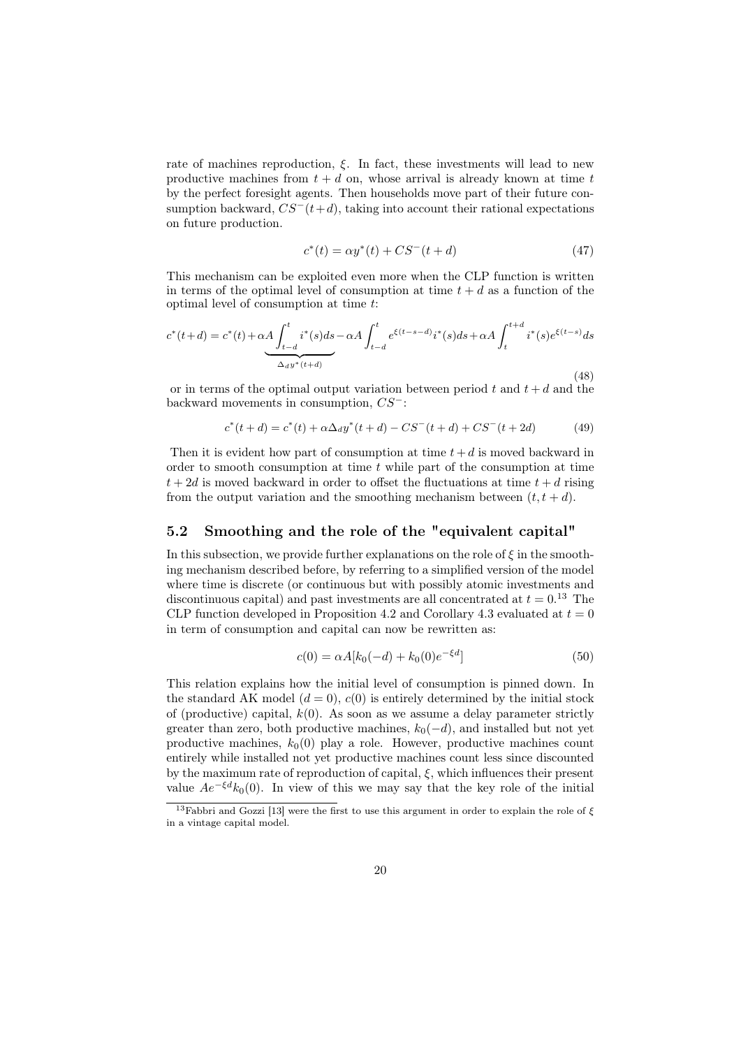rate of machines reproduction, $\xi$. In fact, these investments will lead to new productive machines from $t + d$ on, whose arrival is already known at time $t$ by the perfect foresight agents. Then households move part of their future consumption backward, $CS^{-}(t+d)$, taking into account their rational expectations on future production.

$$c^{*}(t) = \alpha y^{*}(t) + CS^{-}(t + d) \tag{47}$$

This mechanism can be exploited even more when the CLP function is written in terms of the optimal level of consumption at time $t + d$ as a function of the optimal level of consumption at time $t$:

$$c^{*}(t+d) = c^{*}(t) + \underbrace{\alpha A \int_{t-d}^{t} i^{*}(s)ds}_{\Delta_d y^{*}(t+d)} - \alpha A \int_{t-d}^{t} e^{\xi(t-s-d)} i^{*}(s)ds + \alpha A \int_{t}^{t+d} i^{*}(s) e^{\xi(t-s)} ds \tag{48}$$

or in terms of the optimal output variation between period $t$ and $t + d$ and the backward movements in consumption, $CS^{-}$:

$$c^{*}(t + d) = c^{*}(t) + \alpha \Delta_d y^{*}(t + d) - CS^{-}(t + d) + CS^{-}(t + 2d) \tag{49}$$

Then it is evident how part of consumption at time $t + d$ is moved backward in order to smooth consumption at time $t$ while part of the consumption at time $t + 2d$ is moved backward in order to offset the fluctuations at time $t + d$ rising from the output variation and the smoothing mechanism between $(t, t + d)$.

## 5.2 Smoothing and the role of the "equivalent capital"

In this subsection, we provide further explanations on the role of $\xi$ in the smoothing mechanism described before, by referring to a simplified version of the model where time is discrete (or continuous but with possibly atomic investments and discontinuous capital) and past investments are all concentrated at $t = 0$.[13] The CLP function developed in Proposition 4.2 and Corollary 4.3 evaluated at $t = 0$ in term of consumption and capital can now be rewritten as:

$$c(0) = \alpha A[k_0(-d) + k_0(0)e^{-\xi d}] \tag{50}$$

This relation explains how the initial level of consumption is pinned down. In the standard AK model ($d = 0$), $c(0)$ is entirely determined by the initial stock of (productive) capital, $k(0)$. As soon as we assume a delay parameter strictly greater than zero, both productive machines, $k_0(-d)$, and installed but not yet productive machines, $k_0(0)$ play a role. However, productive machines count entirely while installed not yet productive machines count less since discounted by the maximum rate of reproduction of capital, $\xi$, which influences their present value $Ae^{-\xi d}k_0(0)$. In view of this we may say that the key role of the initial

[13] Fabbri and Gozzi [13] were the first to use this argument in order to explain the role of $\xi$ in a vintage capital model.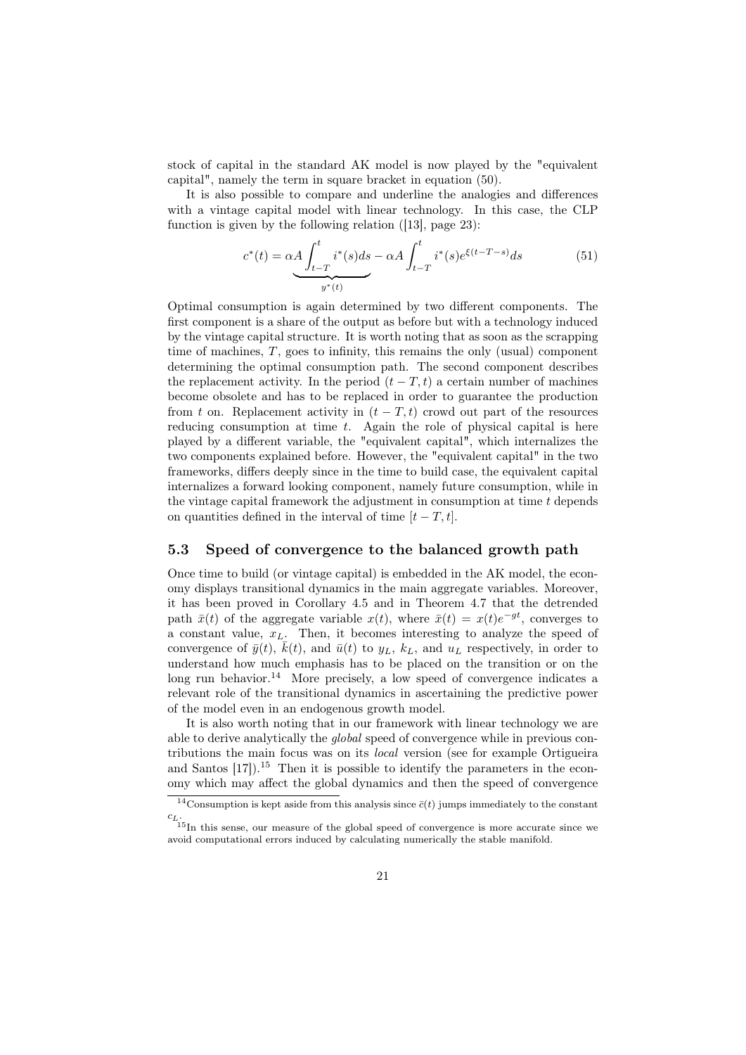stock of capital in the standard AK model is now played by the "equivalent capital", namely the term in square bracket in equation (50).

It is also possible to compare and underline the analogies and differences with a vintage capital model with linear technology. In this case, the CLP function is given by the following relation ([13], page 23):

$$c^*(t) = \underbrace{\alpha A \int_{t-T}^{t} i^*(s)ds}_{y^*(t)} - \alpha A \int_{t-T}^{t} i^*(s)e^{\xi(t-T-s)}ds \tag{51}$$

Optimal consumption is again determined by two different components. The first component is a share of the output as before but with a technology induced by the vintage capital structure. It is worth noting that as soon as the scrapping time of machines, $T$, goes to infinity, this remains the only (usual) component determining the optimal consumption path. The second component describes the replacement activity. In the period $(t-T, t)$ a certain number of machines become obsolete and has to be replaced in order to guarantee the production from $t$ on. Replacement activity in $(t-T, t)$ crowd out part of the resources reducing consumption at time $t$. Again the role of physical capital is here played by a different variable, the "equivalent capital", which internalizes the two components explained before. However, the "equivalent capital" in the two frameworks, differs deeply since in the time to build case, the equivalent capital internalizes a forward looking component, namely future consumption, while in the vintage capital framework the adjustment in consumption at time $t$ depends on quantities defined in the interval of time $[t-T, t]$.

### 5.3 Speed of convergence to the balanced growth path

Once time to build (or vintage capital) is embedded in the AK model, the economy displays transitional dynamics in the main aggregate variables. Moreover, it has been proved in Corollary 4.5 and in Theorem 4.7 that the detrended path $\bar{x}(t)$ of the aggregate variable $x(t)$, where $\bar{x}(t) = x(t)e^{-gt}$, converges to a constant value, $x_L$. Then, it becomes interesting to analyze the speed of convergence of $\bar{y}(t)$, $\bar{k}(t)$, and $\bar{u}(t)$ to $y_L$, $k_L$, and $u_L$ respectively, in order to understand how much emphasis has to be placed on the transition or on the long run behavior.[14] More precisely, a low speed of convergence indicates a relevant role of the transitional dynamics in ascertaining the predictive power of the model even in an endogenous growth model.

It is also worth noting that in our framework with linear technology we are able to derive analytically the *global* speed of convergence while in previous contributions the main focus was on its *local* version (see for example Ortigueira and Santos [17]).[15] Then it is possible to identify the parameters in the economy which may affect the global dynamics and then the speed of convergence

[14] Consumption is kept aside from this analysis since $\bar{c}(t)$ jumps immediately to the constant $c_L$.

[15] In this sense, our measure of the global speed of convergence is more accurate since we avoid computational errors induced by calculating numerically the stable manifold.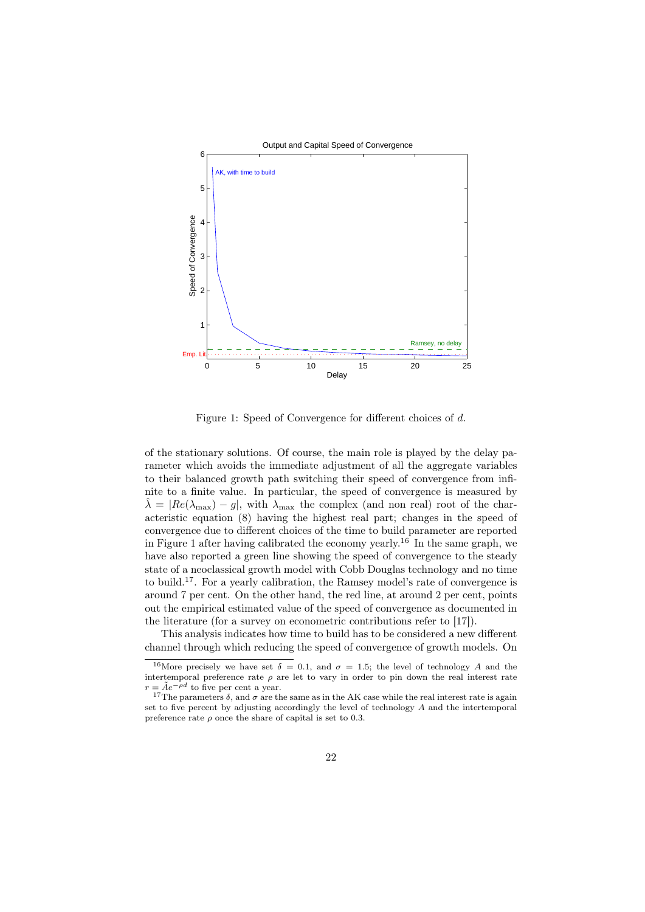Figure 1: Speed of Convergence for different choices of $d$.

of the stationary solutions. Of course, the main role is played by the delay parameter which avoids the immediate adjustment of all the aggregate variables to their balanced growth path switching their speed of convergence from infinite to a finite value. In particular, the speed of convergence is measured by $\hat{\lambda} = |Re(\lambda_{\max}) - g|$, with $\lambda_{\max}$ the complex (and non real) root of the characteristic equation (8) having the highest real part; changes in the speed of convergence due to different choices of the time to build parameter are reported in Figure 1 after having calibrated the economy yearly.[16] In the same graph, we have also reported a green line showing the speed of convergence to the steady state of a neoclassical growth model with Cobb Douglas technology and no time to build.[17]. For a yearly calibration, the Ramsey model's rate of convergence is around 7 per cent. On the other hand, the red line, at around 2 per cent, points out the empirical estimated value of the speed of convergence as documented in the literature (for a survey on econometric contributions refer to [17]).

This analysis indicates how time to build has to be considered a new different channel through which reducing the speed of convergence of growth models. On

[16] More precisely we have set $\delta = 0.1$, and $\sigma = 1.5$; the level of technology $A$ and the intertemporal preference rate $\rho$ are let to vary in order to pin down the real interest rate $r = \tilde{A}e^{-\rho d}$ to five per cent a year.

[17] The parameters $\delta$, and $\sigma$ are the same as in the AK case while the real interest rate is again set to five percent by adjusting accordingly the level of technology $A$ and the intertemporal preference rate $\rho$ once the share of capital is set to 0.3.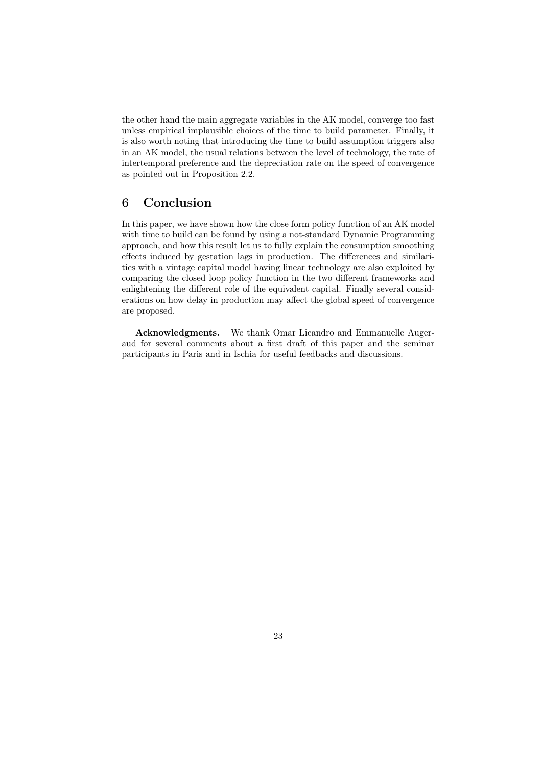the other hand the main aggregate variables in the AK model, converge too fast unless empirical implausible choices of the time to build parameter. Finally, it is also worth noting that introducing the time to build assumption triggers also in an AK model, the usual relations between the level of technology, the rate of intertemporal preference and the depreciation rate on the speed of convergence as pointed out in Proposition 2.2.

# 6 Conclusion

In this paper, we have shown how the close form policy function of an AK model with time to build can be found by using a not-standard Dynamic Programming approach, and how this result let us to fully explain the consumption smoothing effects induced by gestation lags in production. The differences and similarities with a vintage capital model having linear technology are also exploited by comparing the closed loop policy function in the two different frameworks and enlightening the different role of the equivalent capital. Finally several considerations on how delay in production may affect the global speed of convergence are proposed.

**Acknowledgments.** We thank Omar Licandro and Emmanuelle Augeraud for several comments about a first draft of this paper and the seminar participants in Paris and in Ischia for useful feedbacks and discussions.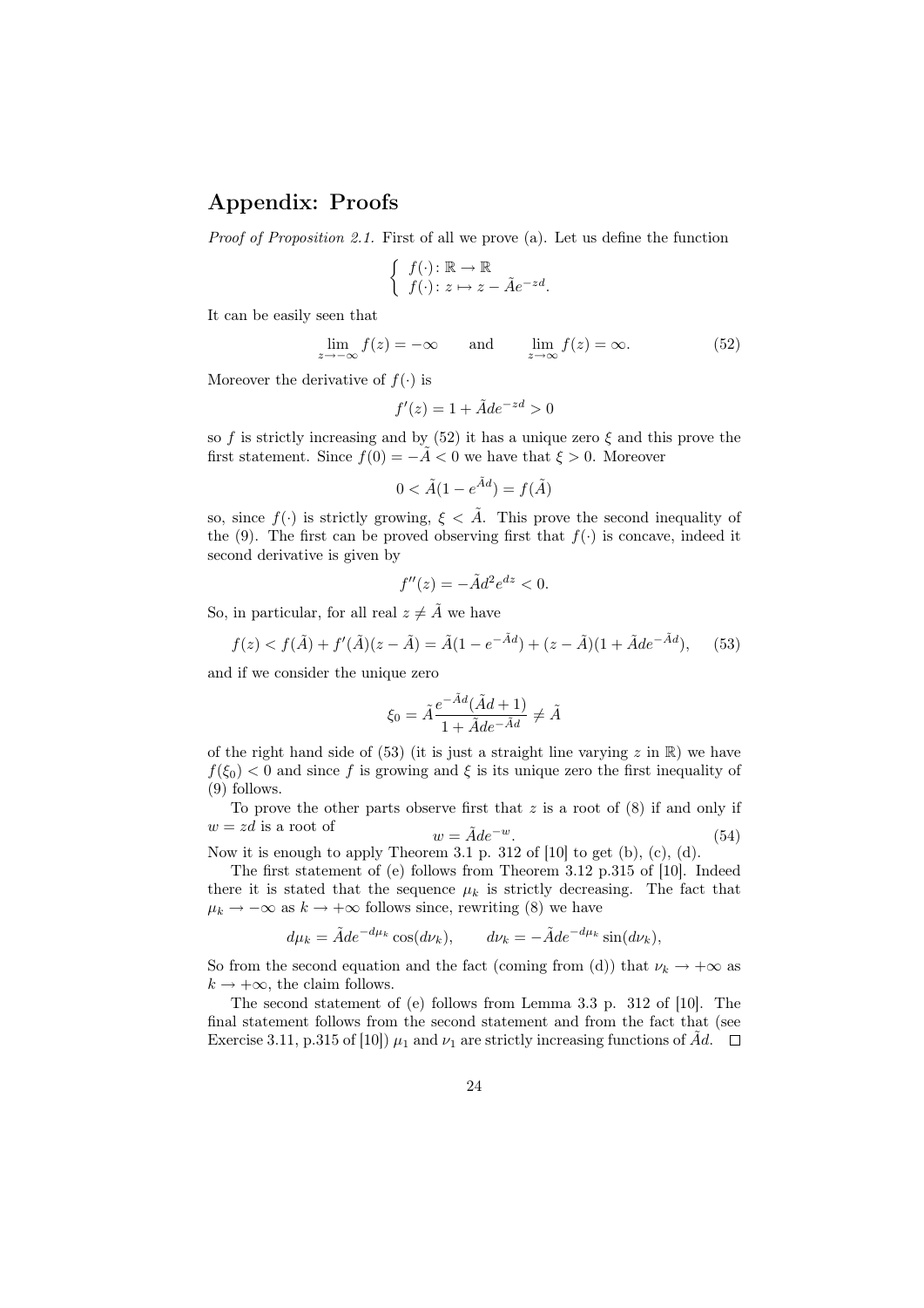## Appendix: Proofs

*Proof of Proposition 2.1.* First of all we prove (a). Let us define the function

$$\begin{cases} f(\cdot)\colon \mathbb{R} \to \mathbb{R} \\ f(\cdot)\colon z \mapsto z - \tilde{A}e^{-zd}. \end{cases}$$

It can be easily seen that

$$\lim_{z\to-\infty} f(z) = -\infty \qquad \text{and} \qquad \lim_{z\to\infty} f(z) = \infty. \tag{52}$$

Moreover the derivative of $f(\cdot)$ is

$$f'(z) = 1 + \tilde{A}de^{-zd} > 0$$

so $f$ is strictly increasing and by (52) it has a unique zero $\xi$ and this prove the first statement. Since $f(0) = -\tilde{A} < 0$ we have that $\xi > 0$. Moreover

$$0 < \tilde{A}(1 - e^{\tilde{A}d}) = f(\tilde{A})$$

so, since $f(\cdot)$ is strictly growing, $\xi < \tilde{A}$. This prove the second inequality of the (9). The first can be proved observing first that $f(\cdot)$ is concave, indeed it second derivative is given by

$$f''(z) = -\tilde{A}d^2e^{dz} < 0.$$

So, in particular, for all real $z \neq \tilde{A}$ we have

$$f(z) < f(\tilde{A}) + f'(\tilde{A})(z - \tilde{A}) = \tilde{A}(1 - e^{-\tilde{A}d}) + (z - \tilde{A})(1 + \tilde{A}de^{-\tilde{A}d}), \tag{53}$$

and if we consider the unique zero

$$\xi_0 = \tilde{A}\frac{e^{-\tilde{A}d}(\tilde{A}d + 1)}{1 + \tilde{A}de^{-\tilde{A}d}} \neq \tilde{A}$$

of the right hand side of (53) (it is just a straight line varying $z$ in $\mathbb{R}$) we have $f(\xi_0) < 0$ and since $f$ is growing and $\xi$ is its unique zero the first inequality of (9) follows.

To prove the other parts observe first that $z$ is a root of (8) if and only if $w = zd$ is a root of

$$w = \tilde{A}de^{-w}. \tag{54}$$

Now it is enough to apply Theorem 3.1 p. 312 of [10] to get (b), (c), (d).

The first statement of (e) follows from Theorem 3.12 p.315 of [10]. Indeed there it is stated that the sequence $\mu_k$ is strictly decreasing. The fact that $\mu_k \to -\infty$ as $k \to +\infty$ follows since, rewriting (8) we have

$$d\mu_k = \tilde{A}de^{-d\mu_k}\cos(d\nu_k), \qquad d\nu_k = -\tilde{A}de^{-d\mu_k}\sin(d\nu_k),$$

So from the second equation and the fact (coming from (d)) that $\nu_k \to +\infty$ as $k \to +\infty$, the claim follows.

The second statement of (e) follows from Lemma 3.3 p. 312 of [10]. The final statement follows from the second statement and from the fact that (see Exercise 3.11, p.315 of [10]) $\mu_1$ and $\nu_1$ are strictly increasing functions of $\tilde{A}d$. $\square$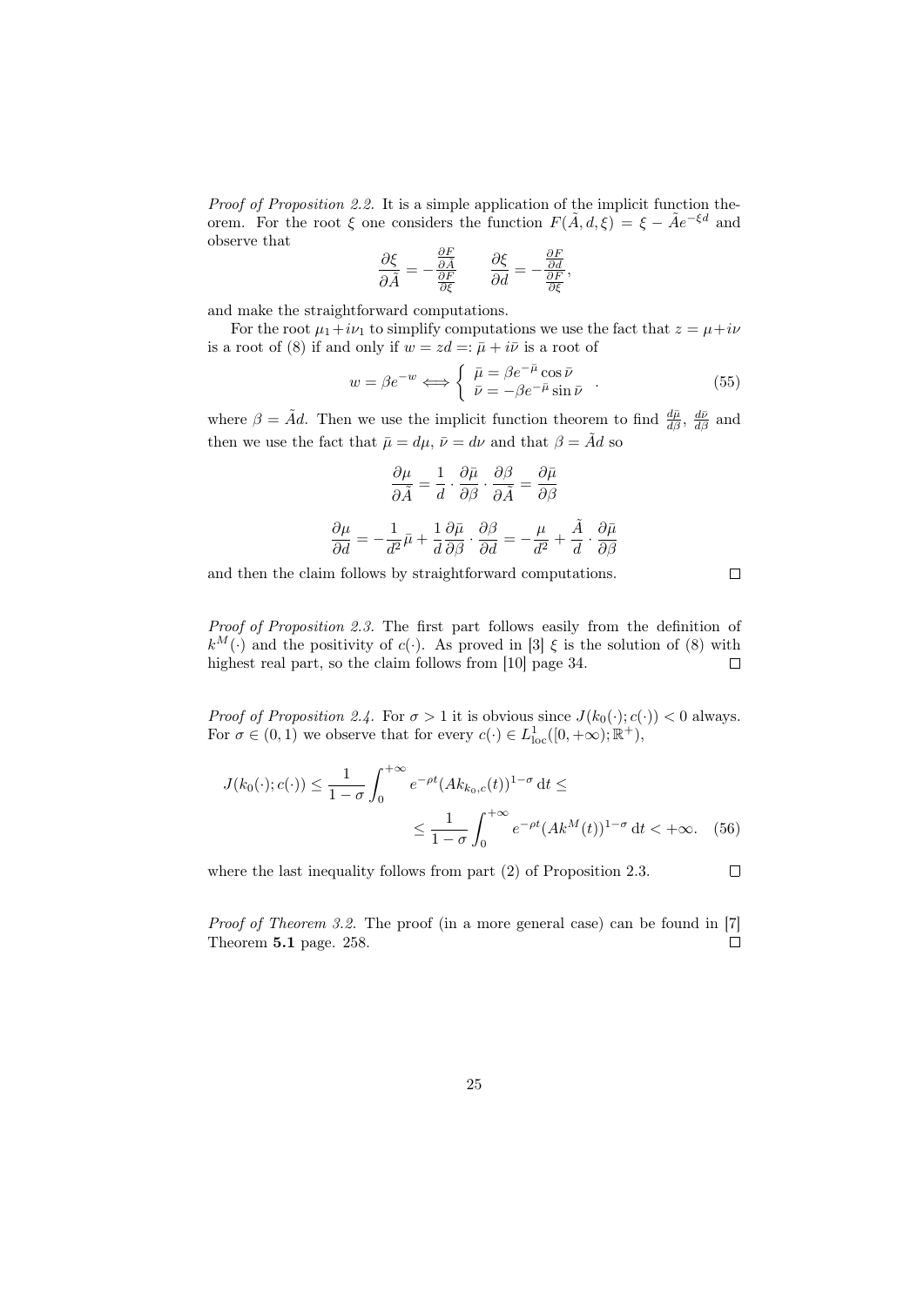*Proof of Proposition 2.2.* It is a simple application of the implicit function theorem. For the root $\xi$ one considers the function $F(\tilde{A}, d, \xi) = \xi - \tilde{A}e^{-\xi d}$ and observe that

$$\frac{\partial \xi}{\partial \tilde{A}} = -\frac{\frac{\partial F}{\partial \tilde{A}}}{\frac{\partial F}{\partial \xi}} \qquad \frac{\partial \xi}{\partial d} = -\frac{\frac{\partial F}{\partial d}}{\frac{\partial F}{\partial \xi}},$$

and make the straightforward computations.

For the root $\mu_1 + i\nu_1$ to simplify computations we use the fact that $z = \mu + i\nu$ is a root of (8) if and only if $w = zd =: \bar{\mu} + i\bar{\nu}$ is a root of

$$w = \beta e^{-w} \Longleftrightarrow \begin{cases} \bar{\mu} = \beta e^{-\bar{\mu}} \cos \bar{\nu} \\ \bar{\nu} = -\beta e^{-\bar{\mu}} \sin \bar{\nu} \end{cases} . \tag{55}$$

where $\beta = \tilde{A}d$. Then we use the implicit function theorem to find $\frac{d\bar{\mu}}{d\beta}$, $\frac{d\bar{\nu}}{d\beta}$ and then we use the fact that $\bar{\mu} = d\mu$, $\bar{\nu} = d\nu$ and that $\beta = \tilde{A}d$ so

$$\frac{\partial \mu}{\partial \tilde{A}} = \frac{1}{d} \cdot \frac{\partial \bar{\mu}}{\partial \beta} \cdot \frac{\partial \beta}{\partial \tilde{A}} = \frac{\partial \bar{\mu}}{\partial \beta}$$

$$\frac{\partial \mu}{\partial d} = -\frac{1}{d^2}\bar{\mu} + \frac{1}{d}\frac{\partial \bar{\mu}}{\partial \beta} \cdot \frac{\partial \beta}{\partial d} = -\frac{\mu}{d^2} + \frac{\tilde{A}}{d} \cdot \frac{\partial \bar{\mu}}{\partial \beta}$$

and then the claim follows by straightforward computations. □

*Proof of Proposition 2.3.* The first part follows easily from the definition of $k^M(\cdot)$ and the positivity of $c(\cdot)$. As proved in [3] $\xi$ is the solution of (8) with highest real part, so the claim follows from [10] page 34. □

*Proof of Proposition 2.4.* For $\sigma > 1$ it is obvious since $J(k_0(\cdot); c(\cdot)) < 0$ always. For $\sigma \in (0, 1)$ we observe that for every $c(\cdot) \in L^1_{\text{loc}}([0, +\infty); \mathbb{R}^+)$,

$$J(k_0(\cdot); c(\cdot)) \leq \frac{1}{1-\sigma} \int_0^{+\infty} e^{-\rho t} (A k_{k_0,c}(t))^{1-\sigma} \, \mathrm{d}t \leq \\ \leq \frac{1}{1-\sigma} \int_0^{+\infty} e^{-\rho t} (A k^M(t))^{1-\sigma} \, \mathrm{d}t < +\infty. \tag{56}$$

where the last inequality follows from part (2) of Proposition 2.3. □

*Proof of Theorem 3.2.* The proof (in a more general case) can be found in [7] Theorem **5.1** page. 258. □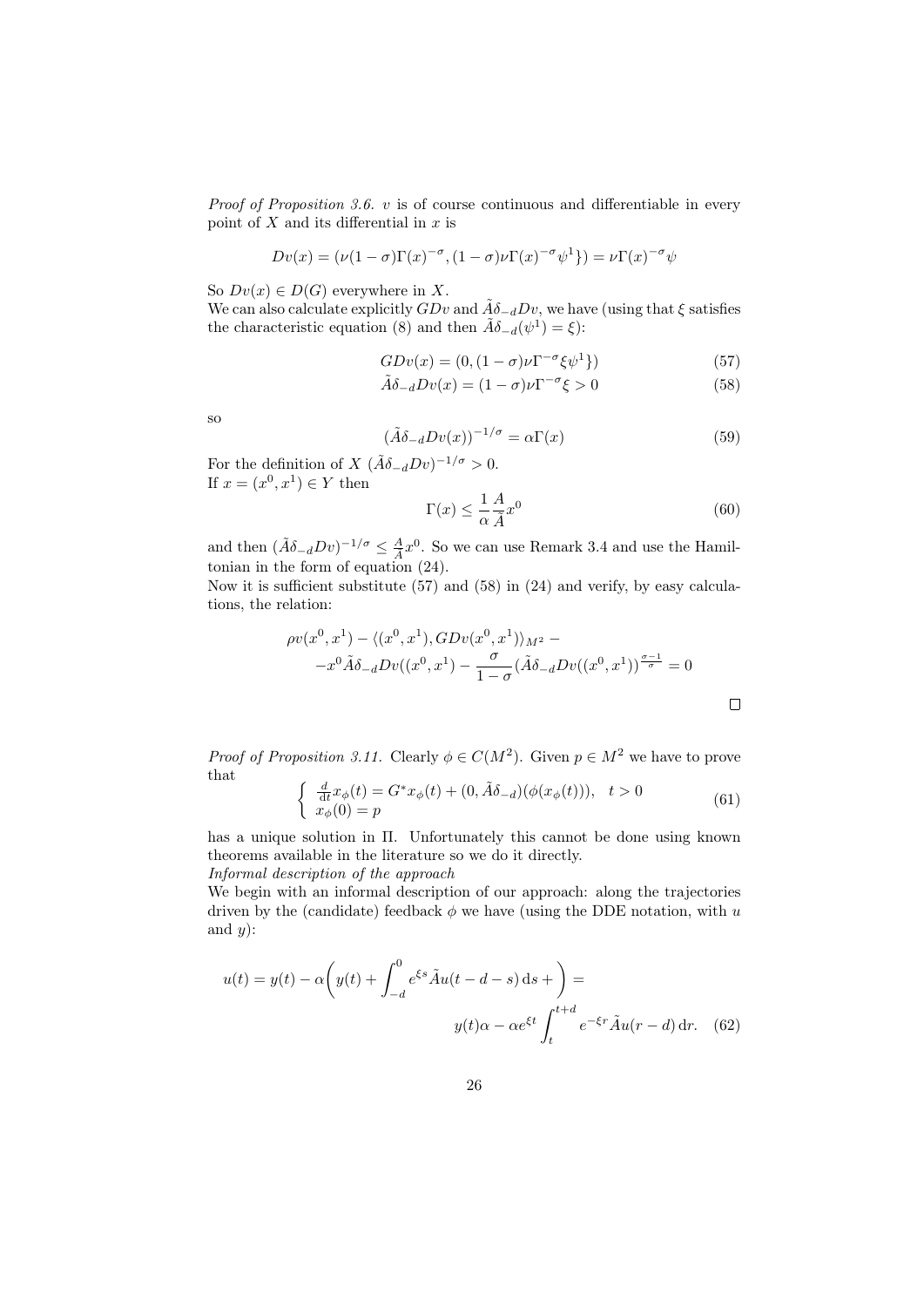*Proof of Proposition 3.6.* $v$ is of course continuous and differentiable in every point of $X$ and its differential in $x$ is

$$Dv(x) = (\nu(1-\sigma)\Gamma(x)^{-\sigma}, (1-\sigma)\nu\Gamma(x)^{-\sigma}\psi^1\}) = \nu\Gamma(x)^{-\sigma}\psi$$

So $Dv(x) \in D(G)$ everywhere in $X$.
We can also calculate explicitly $GDv$ and $\tilde{A}\delta_{-d}Dv$, we have (using that $\xi$ satisfies the characteristic equation (8) and then $\tilde{A}\delta_{-d}(\psi^1) = \xi$):

$$GDv(x) = (0, (1-\sigma)\nu\Gamma^{-\sigma}\xi\psi^1\}) \tag{57}$$

$$\tilde{A}\delta_{-d}Dv(x) = (1-\sigma)\nu\Gamma^{-\sigma}\xi > 0 \tag{58}$$

so

$$(\tilde{A}\delta_{-d}Dv(x))^{-1/\sigma} = \alpha\Gamma(x) \tag{59}$$

For the definition of $X$ $(\tilde{A}\delta_{-d}Dv)^{-1/\sigma} > 0$.
If $x = (x^0, x^1) \in Y$ then

$$\Gamma(x) \leq \frac{1}{\alpha}\frac{A}{\tilde{A}}x^0 \tag{60}$$

and then $(\tilde{A}\delta_{-d}Dv)^{-1/\sigma} \leq \frac{A}{\tilde{A}}x^0$. So we can use Remark 3.4 and use the Hamiltonian in the form of equation (24).
Now it is sufficient substitute (57) and (58) in (24) and verify, by easy calculations, the relation:

$$\rho v(x^0, x^1) - \langle (x^0, x^1), GDv(x^0, x^1)\rangle_{M^2} - \\ -x^0\tilde{A}\delta_{-d}Dv((x^0, x^1) - \frac{\sigma}{1-\sigma}(\tilde{A}\delta_{-d}Dv((x^0, x^1))^{\frac{\sigma-1}{\sigma}} = 0$$

□

*Proof of Proposition 3.11.* Clearly $\phi \in C(M^2)$. Given $p \in M^2$ we have to prove that

$$\begin{cases} \frac{d}{dt}x_\phi(t) = G^*x_\phi(t) + (0, \tilde{A}\delta_{-d})(\phi(x_\phi(t))), & t > 0 \\ x_\phi(0) = p \end{cases} \tag{61}$$

has a unique solution in $\Pi$. Unfortunately this cannot be done using known theorems available in the literature so we do it directly.
*Informal description of the approach*
We begin with an informal description of our approach: along the trajectories driven by the (candidate) feedback $\phi$ we have (using the DDE notation, with $u$ and $y$):

$$u(t) = y(t) - \alpha\left(y(t) + \int_{-d}^0 e^{\xi s}\tilde{A}u(t-d-s)\,ds + \right) = \\ y(t)\alpha - \alpha e^{\xi t}\int_t^{t+d} e^{-\xi r}\tilde{A}u(r-d)\,dr. \tag{62}$$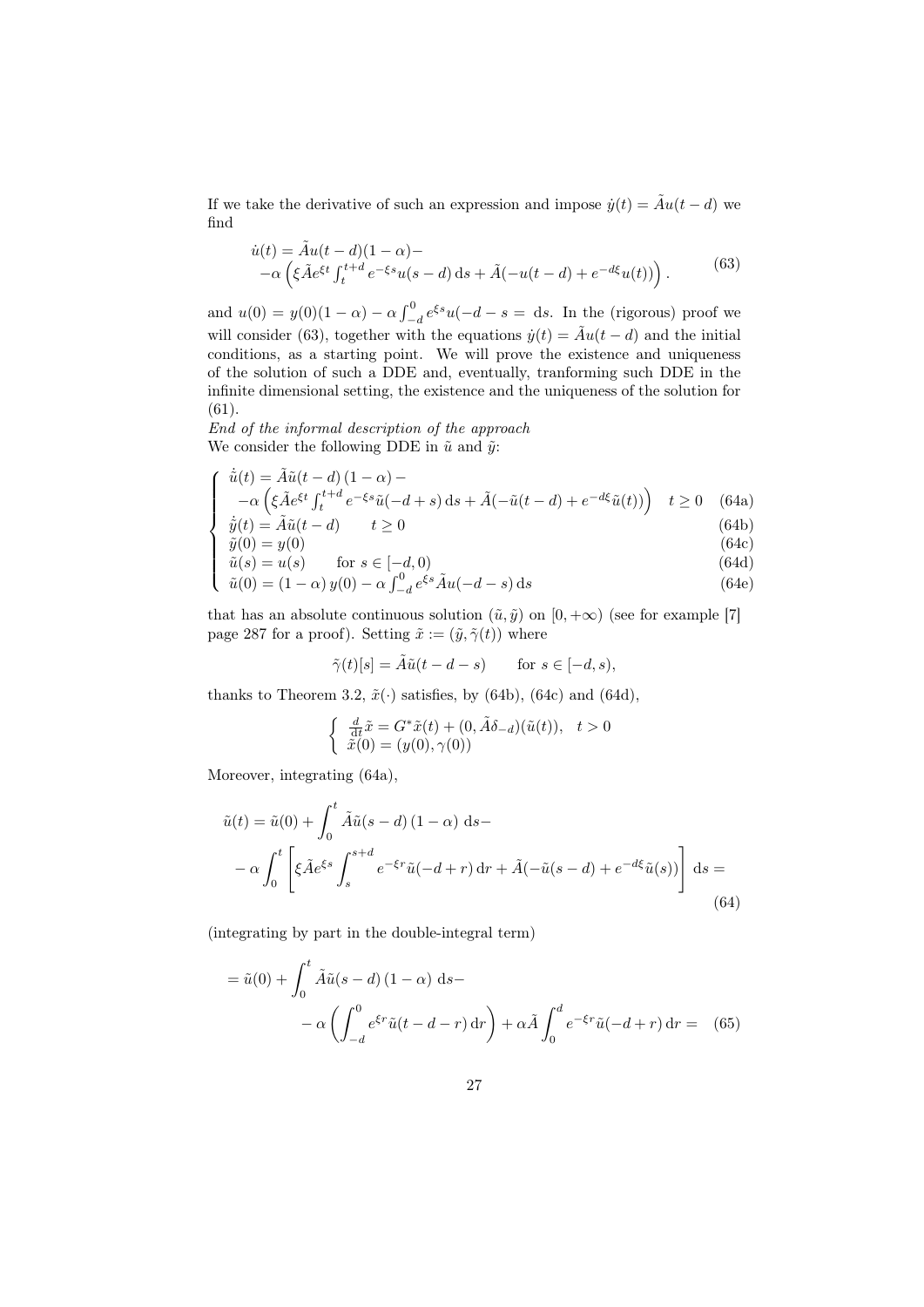If we take the derivative of such an expression and impose $\dot{y}(t) = \tilde{A}u(t-d)$ we find

$$
\begin{aligned}
&\dot{u}(t) = \tilde{A}u(t-d)(1-\alpha)- \\
&-\alpha\left(\xi\tilde{A}e^{\xi t}\int_t^{t+d} e^{-\xi s}u(s-d)\,\mathrm{d}s + \tilde{A}(-u(t-d)+e^{-d\xi}u(t))\right).
\end{aligned}
\tag{63}
$$

and $u(0) = y(0)(1-\alpha) - \alpha\int_{-d}^0 e^{\xi s}u(-d-s = \,\mathrm{d}s$. In the (rigorous) proof we will consider (63), together with the equations $\dot{y}(t) = \tilde{A}u(t-d)$ and the initial conditions, as a starting point. We will prove the existence and uniqueness of the solution of such a DDE and, eventually, tranforming such DDE in the infinite dimensional setting, the existence and the uniqueness of the solution for (61).

*End of the informal description of the approach*

We consider the following DDE in $\tilde{u}$ and $\tilde{y}$:

$$
\begin{cases}
\dot{\tilde{u}}(t) = \tilde{A}\tilde{u}(t-d)\,(1-\alpha) - \\
\quad -\alpha\left(\xi\tilde{A}e^{\xi t}\int_t^{t+d} e^{-\xi s}\tilde{u}(-d+s)\,\mathrm{d}s + \tilde{A}(-\tilde{u}(t-d)+e^{-d\xi}\tilde{u}(t))\right) \quad t \geq 0 & \text{(64a)}\\
\dot{\tilde{y}}(t) = \tilde{A}\tilde{u}(t-d) \qquad t \geq 0 & \text{(64b)}\\
\tilde{y}(0) = y(0) & \text{(64c)}\\
\tilde{u}(s) = u(s) \qquad \text{for } s \in [-d,0) & \text{(64d)}\\
\tilde{u}(0) = (1-\alpha)\,y(0) - \alpha\int_{-d}^0 e^{\xi s}\tilde{A}u(-d-s)\,\mathrm{d}s & \text{(64e)}
\end{cases}
$$

that has an absolute continuous solution $(\tilde{u},\tilde{y})$ on $[0,+\infty)$ (see for example [7] page 287 for a proof). Setting $\tilde{x} := (\tilde{y},\tilde{\gamma}(t))$ where

$$
\tilde{\gamma}(t)[s] = \tilde{A}\tilde{u}(t-d-s) \qquad \text{for } s \in [-d,s),
$$

thanks to Theorem 3.2, $\tilde{x}(\cdot)$ satisfies, by (64b), (64c) and (64d),

$$
\begin{cases}
\frac{\mathrm{d}}{\mathrm{d}t}\tilde{x} = G^*\tilde{x}(t) + (0,\tilde{A}\delta_{-d})(\tilde{u}(t)), \quad t > 0\\
\tilde{x}(0) = (y(0),\gamma(0))
\end{cases}
$$

Moreover, integrating (64a),

$$
\begin{aligned}
&\tilde{u}(t) = \tilde{u}(0) + \int_0^t \tilde{A}\tilde{u}(s-d)\,(1-\alpha)\,\mathrm{d}s- \\
&-\alpha\int_0^t\left[\xi\tilde{A}e^{\xi s}\int_s^{s+d} e^{-\xi r}\tilde{u}(-d+r)\,\mathrm{d}r + \tilde{A}(-\tilde{u}(s-d)+e^{-d\xi}\tilde{u}(s))\right]\mathrm{d}s =
\end{aligned}
\tag{64}
$$

(integrating by part in the double-integral term)

$$
\begin{aligned}
&= \tilde{u}(0) + \int_0^t \tilde{A}\tilde{u}(s-d)\,(1-\alpha)\,\mathrm{d}s- \\
&\qquad -\alpha\left(\int_{-d}^0 e^{\xi r}\tilde{u}(t-d-r)\,\mathrm{d}r\right) + \alpha\tilde{A}\int_0^d e^{-\xi r}\tilde{u}(-d+r)\,\mathrm{d}r =
\end{aligned}
\tag{65}
$$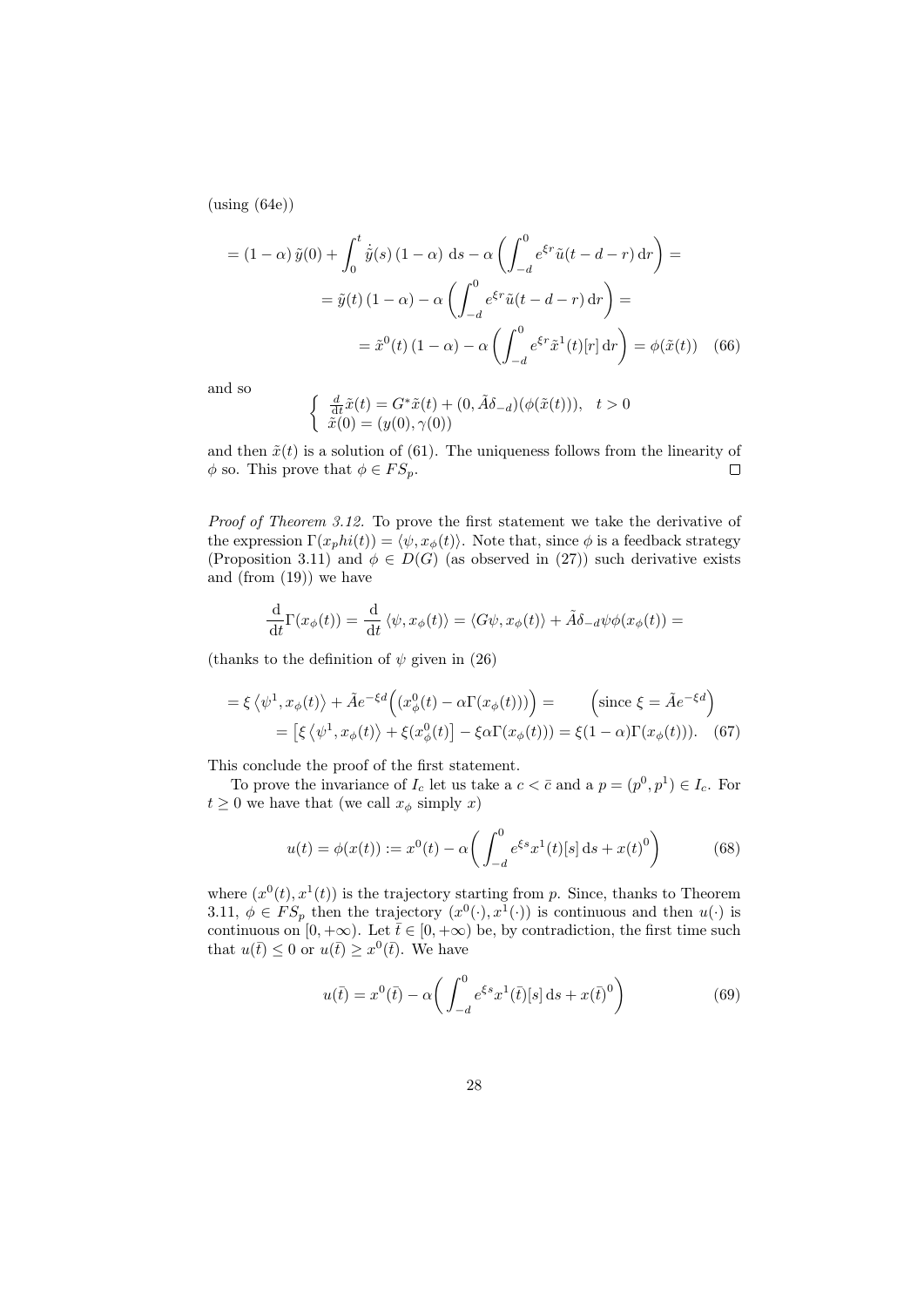(using (64e))

$$
\begin{aligned}
&= (1-\alpha)\,\tilde{y}(0) + \int_0^t \dot{\tilde{y}}(s)\,(1-\alpha)\;\mathrm{d}s - \alpha\left(\int_{-d}^{0} e^{\xi r}\tilde{u}(t-d-r)\,\mathrm{d}r\right) = \\
&\qquad = \tilde{y}(t)\,(1-\alpha) - \alpha\left(\int_{-d}^{0} e^{\xi r}\tilde{u}(t-d-r)\,\mathrm{d}r\right) = \\
&\qquad\qquad = \tilde{x}^0(t)\,(1-\alpha) - \alpha\left(\int_{-d}^{0} e^{\xi r}\tilde{x}^1(t)[r]\,\mathrm{d}r\right) = \phi(\tilde{x}(t)) \quad (66)
\end{aligned}
$$

and so

$$
\begin{cases}
\frac{d}{\mathrm{d}t}\tilde{x}(t) = G^*\tilde{x}(t) + (0, \tilde{A}\delta_{-d})(\phi(\tilde{x}(t))), & t > 0 \\
\tilde{x}(0) = (y(0), \gamma(0))
\end{cases}
$$

and then $\tilde{x}(t)$ is a solution of (61). The uniqueness follows from the linearity of $\phi$ so. This prove that $\phi \in FS_p$. $\square$

*Proof of Theorem 3.12.* To prove the first statement we take the derivative of the expression $\Gamma(x_phi(t)) = \langle \psi, x_\phi(t)\rangle$. Note that, since $\phi$ is a feedback strategy (Proposition 3.11) and $\phi \in D(G)$ (as observed in (27)) such derivative exists and (from (19)) we have

$$
\frac{\mathrm{d}}{\mathrm{d}t}\Gamma(x_\phi(t)) = \frac{\mathrm{d}}{\mathrm{d}t}\langle \psi, x_\phi(t)\rangle = \langle G\psi, x_\phi(t)\rangle + \tilde{A}\delta_{-d}\psi\phi(x_\phi(t)) =
$$

(thanks to the definition of $\psi$ given in (26)

$$
\begin{aligned}
&= \xi\left\langle \psi^1, x_\phi(t)\right\rangle + \tilde{A}e^{-\xi d}\Big(\big(x^0_\phi(t) - \alpha\Gamma(x_\phi(t))\big)\Big) = \qquad \Big(\text{since } \xi = \tilde{A}e^{-\xi d}\Big) \\
&\qquad = \left[\xi\left\langle \psi^1, x_\phi(t)\right\rangle + \xi(x^0_\phi(t)\right] - \xi\alpha\Gamma(x_\phi(t))) = \xi(1-\alpha)\Gamma(x_\phi(t))). \quad (67)
\end{aligned}
$$

This conclude the proof of the first statement.

To prove the invariance of $I_c$ let us take a $c < \bar{c}$ and a $p = (p^0, p^1) \in I_c$. For $t \geq 0$ we have that (we call $x_\phi$ simply $x$)

$$
u(t) = \phi(x(t)) := x^0(t) - \alpha\bigg(\int_{-d}^{0} e^{\xi s}x^1(t)[s]\,\mathrm{d}s + x(t)^0\bigg) \tag{68}
$$

where $(x^0(t), x^1(t))$ is the trajectory starting from $p$. Since, thanks to Theorem 3.11, $\phi \in FS_p$ then the trajectory $(x^0(\cdot), x^1(\cdot))$ is continuous and then $u(\cdot)$ is continuous on $[0, +\infty)$. Let $\bar{t} \in [0, +\infty)$ be, by contradiction, the first time such that $u(\bar{t}) \leq 0$ or $u(\bar{t}) \geq x^0(\bar{t})$. We have

$$
u(\bar{t}) = x^0(\bar{t}) - \alpha\bigg(\int_{-d}^{0} e^{\xi s}x^1(\bar{t})[s]\,\mathrm{d}s + x(\bar{t})^0\bigg) \tag{69}
$$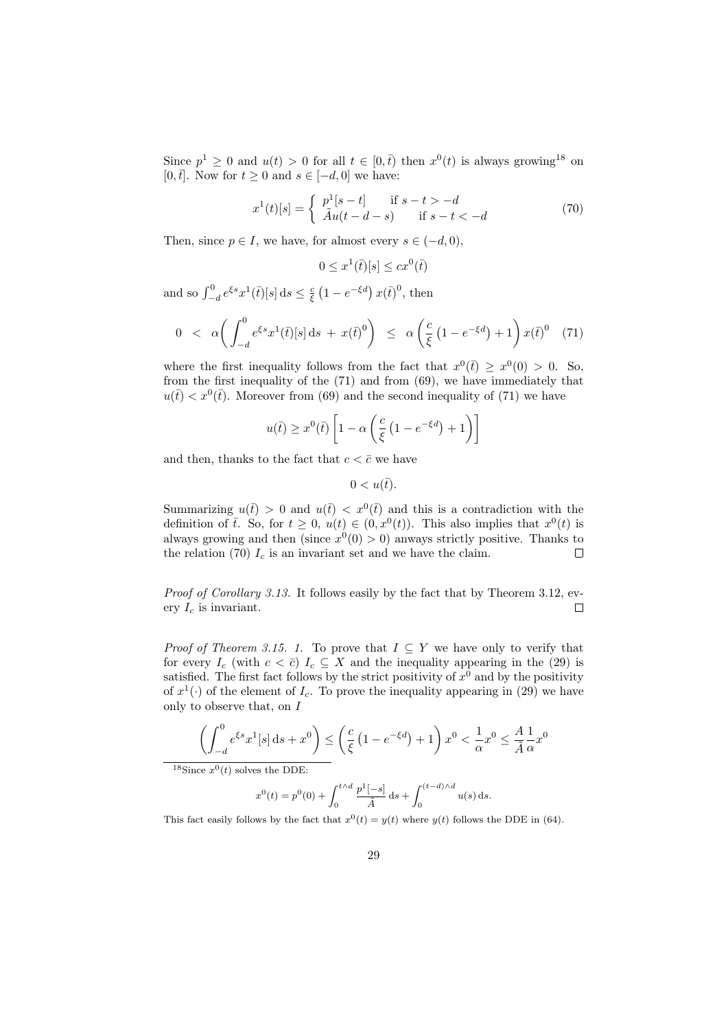Since $p^1 \geq 0$ and $u(t) > 0$ for all $t \in [0, \bar{t})$ then $x^0(t)$ is always growing[18] on $[0, \bar{t}]$. Now for $t \geq 0$ and $s \in [-d, 0]$ we have:

$$x^1(t)[s] = \begin{cases} p^1[s-t] & \text{if } s - t > -d \\ \tilde{A}u(t-d-s) & \text{if } s - t < -d \end{cases} \tag{70}$$

Then, since $p \in I$, we have, for almost every $s \in (-d, 0)$,

$$0 \leq x^1(\bar{t})[s] \leq c x^0(\bar{t})$$

and so $\int_{-d}^0 e^{\xi s} x^1(\bar{t})[s] \, \mathrm{d}s \leq \frac{c}{\xi}\left(1 - e^{-\xi d}\right) x(\bar{t})^0$, then

$$0 \;<\; \alpha\bigg(\int_{-d}^0 e^{\xi s} x^1(\bar{t})[s] \, \mathrm{d}s \;+\; x(\bar{t})^0\bigg) \;\;\leq\;\; \alpha\left(\frac{c}{\xi}\left(1 - e^{-\xi d}\right) + 1\right) x(\bar{t})^0 \tag{71}$$

where the first inequality follows from the fact that $x^0(\bar{t}) \geq x^0(0) > 0$. So, from the first inequality of the (71) and from (69), we have immediately that $u(\bar{t}) < x^0(\bar{t})$. Moreover from (69) and the second inequality of (71) we have

$$u(\bar{t}) \geq x^0(\bar{t}) \left[1 - \alpha\left(\frac{c}{\xi}\left(1 - e^{-\xi d}\right) + 1\right)\right]$$

and then, thanks to the fact that $c < \bar{c}$ we have

$$0 < u(\bar{t}).$$

Summarizing $u(\bar{t}) > 0$ and $u(\bar{t}) < x^0(\bar{t})$ and this is a contradiction with the definition of $\bar{t}$. So, for $t \geq 0$, $u(t) \in (0, x^0(t))$. This also implies that $x^0(t)$ is always growing and then (since $x^0(0) > 0$) anways strictly positive. Thanks to the relation (70) $I_c$ is an invariant set and we have the claim. $\square$

*Proof of Corollary 3.13.* It follows easily by the fact that by Theorem 3.12, every $I_c$ is invariant. $\square$

*Proof of Theorem 3.15. 1.* To prove that $I \subseteq Y$ we have only to verify that for every $I_c$ (with $c < \bar{c}$) $I_c \subseteq X$ and the inequality appearing in the (29) is satisfied. The first fact follows by the strict positivity of $x^0$ and by the positivity of $x^1(\cdot)$ of the element of $I_c$. To prove the inequality appearing in (29) we have only to observe that, on $I$

$$\left(\int_{-d}^0 e^{\xi s} x^1[s] \, \mathrm{d}s + x^0\right) \leq \left(\frac{c}{\xi}\left(1 - e^{-\xi d}\right) + 1\right) x^0 < \frac{1}{\alpha} x^0 \leq \frac{A}{\tilde{A}} \frac{1}{\alpha} x^0$$

[18] Since $x^0(t)$ solves the DDE:

$$x^0(t) = p^0(0) + \int_0^{t \wedge d} \frac{p^1[-s]}{\tilde{A}} \, \mathrm{d}s + \int_0^{(t-d) \wedge d} u(s) \, \mathrm{d}s.$$

This fact easily follows by the fact that $x^0(t) = y(t)$ where $y(t)$ follows the DDE in (64).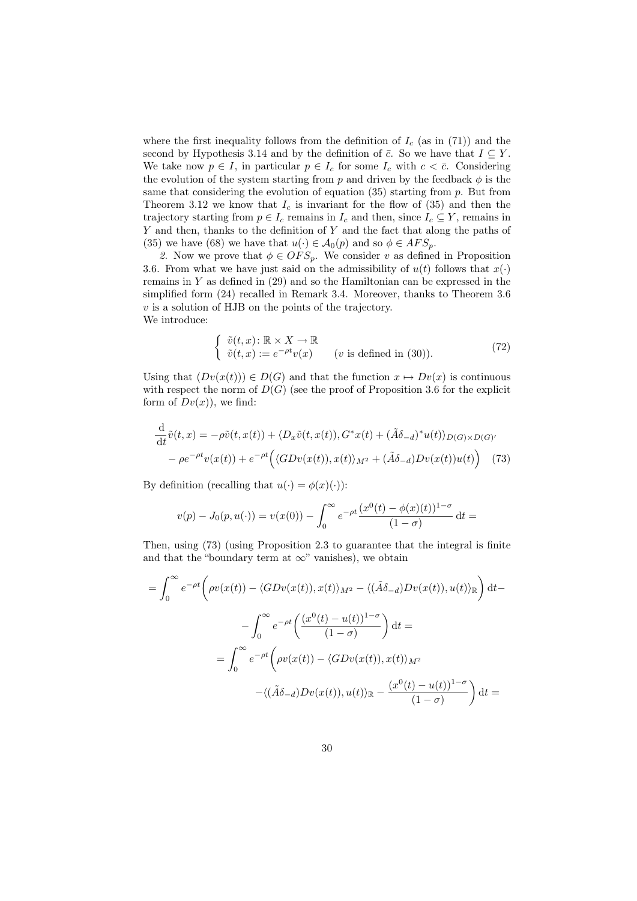where the first inequality follows from the definition of $I_c$ (as in (71)) and the second by Hypothesis 3.14 and by the definition of $\bar{c}$. So we have that $I \subseteq Y$. We take now $p \in I$, in particular $p \in I_c$ for some $I_c$ with $c < \bar{c}$. Considering the evolution of the system starting from $p$ and driven by the feedback $\phi$ is the same that considering the evolution of equation (35) starting from $p$. But from Theorem 3.12 we know that $I_c$ is invariant for the flow of (35) and then the trajectory starting from $p \in I_c$ remains in $I_c$ and then, since $I_c \subseteq Y$, remains in $Y$ and then, thanks to the definition of $Y$ and the fact that along the paths of (35) we have (68) we have that $u(\cdot) \in \mathcal{A}_0(p)$ and so $\phi \in AFS_p$.

*2.* Now we prove that $\phi \in OFS_p$. We consider $v$ as defined in Proposition 3.6. From what we have just said on the admissibility of $u(t)$ follows that $x(\cdot)$ remains in $Y$ as defined in (29) and so the Hamiltonian can be expressed in the simplified form (24) recalled in Remark 3.4. Moreover, thanks to Theorem 3.6 $v$ is a solution of HJB on the points of the trajectory.
We introduce:

$$
\begin{cases} \tilde{v}(t,x) \colon \mathbb{R} \times X \to \mathbb{R} \\ \tilde{v}(t,x) := e^{-\rho t} v(x) \qquad (v \text{ is defined in (30)}). \end{cases} \tag{72}
$$

Using that $(Dv(x(t))) \in D(G)$ and that the function $x \mapsto Dv(x)$ is continuous with respect the norm of $D(G)$ (see the proof of Proposition 3.6 for the explicit form of $Dv(x)$), we find:

$$
\begin{aligned}
\frac{\mathrm{d}}{\mathrm{d}t}\tilde{v}(t,x) &= -\rho\tilde{v}(t,x(t)) + \langle D_x\tilde{v}(t,x(t)), G^*x(t) + (\tilde{A}\delta_{-d})^*u(t)\rangle_{D(G)\times D(G)'} \\
&- \rho e^{-\rho t}v(x(t)) + e^{-\rho t}\Big(\langle GDv(x(t)), x(t)\rangle_{M^2} + (\tilde{A}\delta_{-d})Dv(x(t))u(t)\Big)
\end{aligned} \tag{73}
$$

By definition (recalling that $u(\cdot) = \phi(x)(\cdot)$):

$$
v(p) - J_0(p, u(\cdot)) = v(x(0)) - \int_0^\infty e^{-\rho t}\frac{(x^0(t) - \phi(x)(t))^{1-\sigma}}{(1-\sigma)}\,\mathrm{d}t =
$$

Then, using (73) (using Proposition 2.3 to guarantee that the integral is finite and that the "boundary term at $\infty$" vanishes), we obtain

$$
\begin{aligned}
&= \int_0^\infty e^{-\rho t}\bigg(\rho v(x(t)) - \langle GDv(x(t)), x(t)\rangle_{M^2} - \langle(\tilde{A}\delta_{-d})Dv(x(t)), u(t)\rangle_{\mathbb{R}}\bigg)\,\mathrm{d}t - \\
&\qquad - \int_0^\infty e^{-\rho t}\bigg(\frac{(x^0(t) - u(t))^{1-\sigma}}{(1-\sigma)}\bigg)\,\mathrm{d}t = \\
&= \int_0^\infty e^{-\rho t}\bigg(\rho v(x(t)) - \langle GDv(x(t)), x(t)\rangle_{M^2} \\
&\qquad - \langle(\tilde{A}\delta_{-d})Dv(x(t)), u(t)\rangle_{\mathbb{R}} - \frac{(x^0(t) - u(t))^{1-\sigma}}{(1-\sigma)}\bigg)\,\mathrm{d}t =
\end{aligned}
$$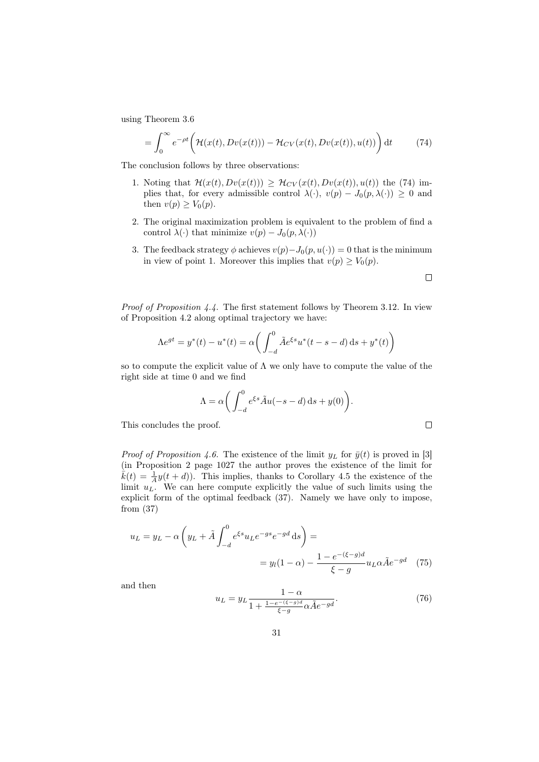using Theorem 3.6

$$= \int_0^\infty e^{-\rho t} \Big( \mathcal{H}(x(t), Dv(x(t))) - \mathcal{H}_{CV}(x(t), Dv(x(t)), u(t)) \Big) \, \mathrm{d}t \tag{74}$$

The conclusion follows by three observations:

1. Noting that $\mathcal{H}(x(t), Dv(x(t))) \geq \mathcal{H}_{CV}(x(t), Dv(x(t)), u(t))$ the (74) implies that, for every admissible control $\lambda(\cdot)$, $v(p) - J_0(p, \lambda(\cdot)) \geq 0$ and then $v(p) \geq V_0(p)$.
2. The original maximization problem is equivalent to the problem of find a control $\lambda(\cdot)$ that minimize $v(p) - J_0(p, \lambda(\cdot))$
3. The feedback strategy $\phi$ achieves $v(p) - J_0(p, u(\cdot)) = 0$ that is the minimum in view of point 1. Moreover this implies that $v(p) \geq V_0(p)$.

□

*Proof of Proposition 4.4.* The first statement follows by Theorem 3.12. In view of Proposition 4.2 along optimal trajectory we have:

$$\Lambda e^{gt} = y^*(t) - u^*(t) = \alpha \bigg( \int_{-d}^0 \tilde{A} e^{\xi s} u^*(t - s - d) \, \mathrm{d}s + y^*(t) \bigg)$$

so to compute the explicit value of $\Lambda$ we only have to compute the value of the right side at time 0 and we find

$$\Lambda = \alpha \bigg( \int_{-d}^0 e^{\xi s} \tilde{A} u(-s - d) \, \mathrm{d}s + y(0) \bigg).$$

This concludes the proof.

□

*Proof of Proposition 4.6.* The existence of the limit $y_L$ for $\bar{y}(t)$ is proved in [3] (in Proposition 2 page 1027 the author proves the existence of the limit for $\tilde{k}(t) = \frac{1}{A} y(t + d)$). This implies, thanks to Corollary 4.5 the existence of the limit $u_L$. We can here compute explicitly the value of such limits using the explicit form of the optimal feedback (37). Namely we have only to impose, from (37)

$$u_L = y_L - \alpha \left( y_L + \tilde{A} \int_{-d}^0 e^{\xi s} u_L e^{-gs} e^{-gd} \, \mathrm{d}s \right) = \\ = y_l (1 - \alpha) - \frac{1 - e^{-(\xi - g)d}}{\xi - g} u_L \alpha \tilde{A} e^{-gd} \tag{75}$$

and then

$$u_L = y_L \frac{1 - \alpha}{1 + \frac{1 - e^{-(\xi - g)d}}{\xi - g} \alpha \tilde{A} e^{-gd}}. \tag{76}$$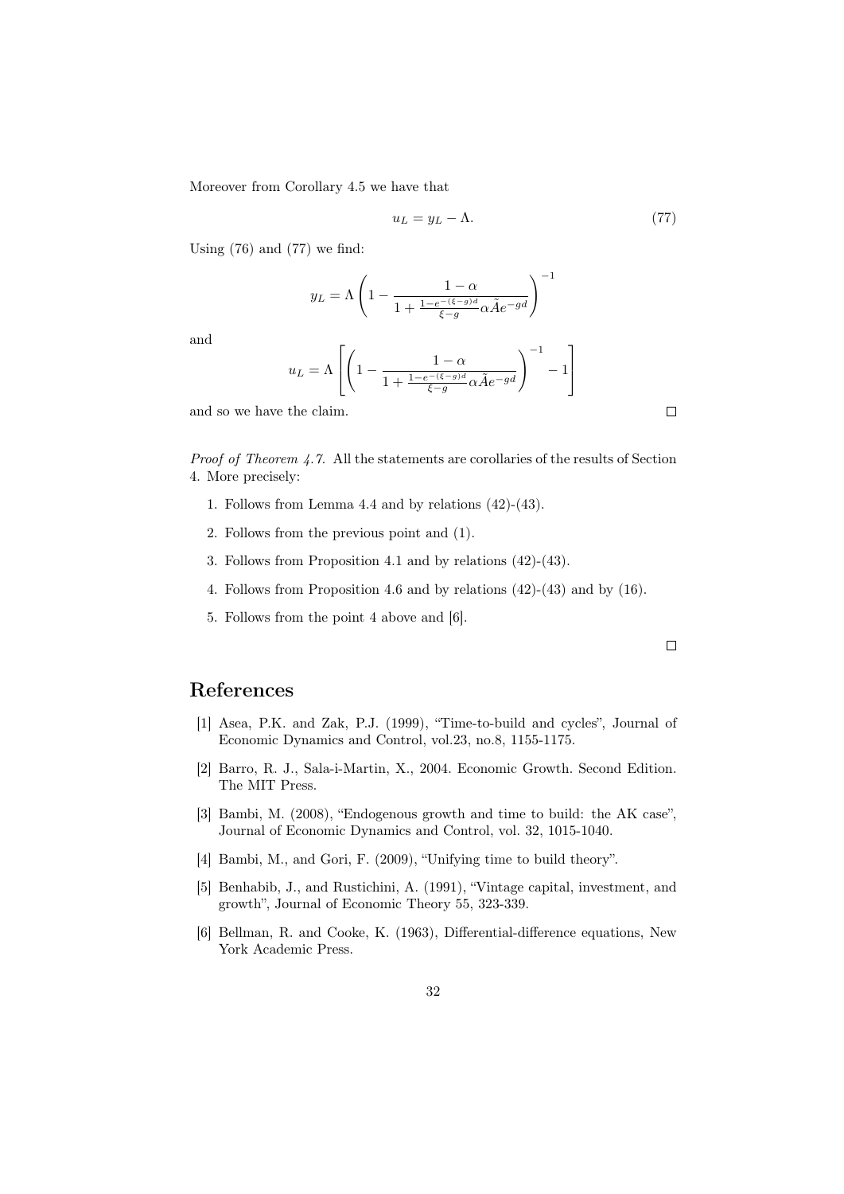Moreover from Corollary 4.5 we have that

$$u_L = y_L - \Lambda. \tag{77}$$

Using (76) and (77) we find:

$$y_L = \Lambda \left( 1 - \frac{1-\alpha}{1 + \frac{1-e^{-(\xi - g)d}}{\xi - g} \alpha \tilde{A} e^{-gd}} \right)^{-1}$$

and

$$u_L = \Lambda \left[ \left( 1 - \frac{1-\alpha}{1 + \frac{1-e^{-(\xi - g)d}}{\xi - g} \alpha \tilde{A} e^{-gd}} \right)^{-1} - 1 \right]$$

and so we have the claim. □

*Proof of Theorem 4.7.* All the statements are corollaries of the results of Section 4. More precisely:

1. Follows from Lemma 4.4 and by relations (42)-(43).
2. Follows from the previous point and (1).
3. Follows from Proposition 4.1 and by relations (42)-(43).
4. Follows from Proposition 4.6 and by relations (42)-(43) and by (16).
5. Follows from the point 4 above and [6].

□

## References

[1] Asea, P.K. and Zak, P.J. (1999), "Time-to-build and cycles", Journal of Economic Dynamics and Control, vol.23, no.8, 1155-1175.

[2] Barro, R. J., Sala-i-Martin, X., 2004. Economic Growth. Second Edition. The MIT Press.

[3] Bambi, M. (2008), "Endogenous growth and time to build: the AK case", Journal of Economic Dynamics and Control, vol. 32, 1015-1040.

[4] Bambi, M., and Gori, F. (2009), "Unifying time to build theory".

[5] Benhabib, J., and Rustichini, A. (1991), "Vintage capital, investment, and growth", Journal of Economic Theory 55, 323-339.

[6] Bellman, R. and Cooke, K. (1963), Differential-difference equations, New York Academic Press.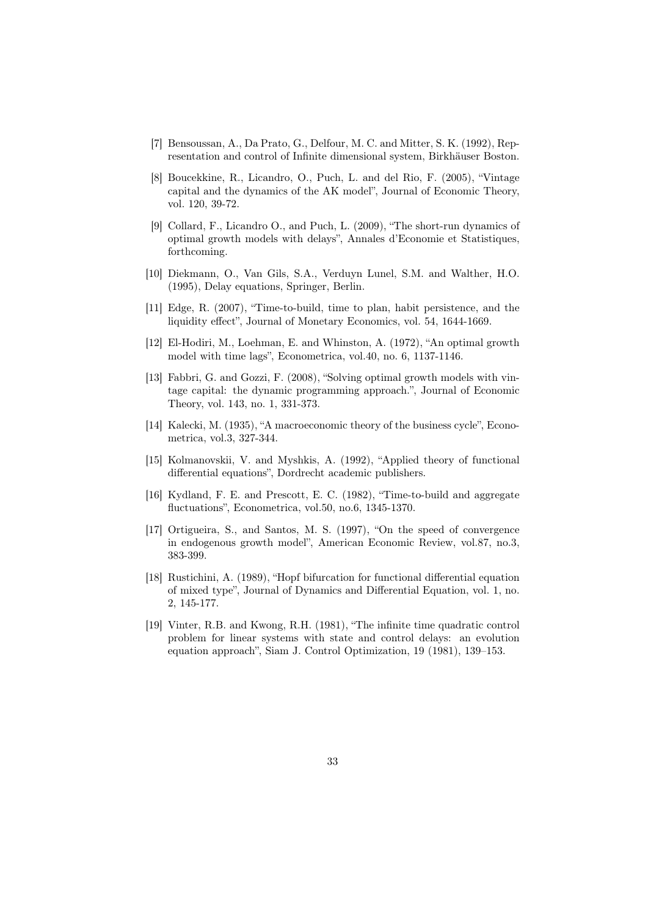[7] Bensoussan, A., Da Prato, G., Delfour, M. C. and Mitter, S. K. (1992), Representation and control of Infinite dimensional system, Birkhäuser Boston.

[8] Boucekkine, R., Licandro, O., Puch, L. and del Rio, F. (2005), "Vintage capital and the dynamics of the AK model", Journal of Economic Theory, vol. 120, 39-72.

[9] Collard, F., Licandro O., and Puch, L. (2009), "The short-run dynamics of optimal growth models with delays", Annales d'Economie et Statistiques, forthcoming.

[10] Diekmann, O., Van Gils, S.A., Verduyn Lunel, S.M. and Walther, H.O. (1995), Delay equations, Springer, Berlin.

[11] Edge, R. (2007), "Time-to-build, time to plan, habit persistence, and the liquidity effect", Journal of Monetary Economics, vol. 54, 1644-1669.

[12] El-Hodiri, M., Loehman, E. and Whinston, A. (1972), "An optimal growth model with time lags", Econometrica, vol.40, no. 6, 1137-1146.

[13] Fabbri, G. and Gozzi, F. (2008), "Solving optimal growth models with vintage capital: the dynamic programming approach.", Journal of Economic Theory, vol. 143, no. 1, 331-373.

[14] Kalecki, M. (1935), "A macroeconomic theory of the business cycle", Econometrica, vol.3, 327-344.

[15] Kolmanovskii, V. and Myshkis, A. (1992), "Applied theory of functional differential equations", Dordrecht academic publishers.

[16] Kydland, F. E. and Prescott, E. C. (1982), "Time-to-build and aggregate fluctuations", Econometrica, vol.50, no.6, 1345-1370.

[17] Ortigueira, S., and Santos, M. S. (1997), "On the speed of convergence in endogenous growth model", American Economic Review, vol.87, no.3, 383-399.

[18] Rustichini, A. (1989), "Hopf bifurcation for functional differential equation of mixed type", Journal of Dynamics and Differential Equation, vol. 1, no. 2, 145-177.

[19] Vinter, R.B. and Kwong, R.H. (1981), "The infinite time quadratic control problem for linear systems with state and control delays: an evolution equation approach", Siam J. Control Optimization, 19 (1981), 139–153.